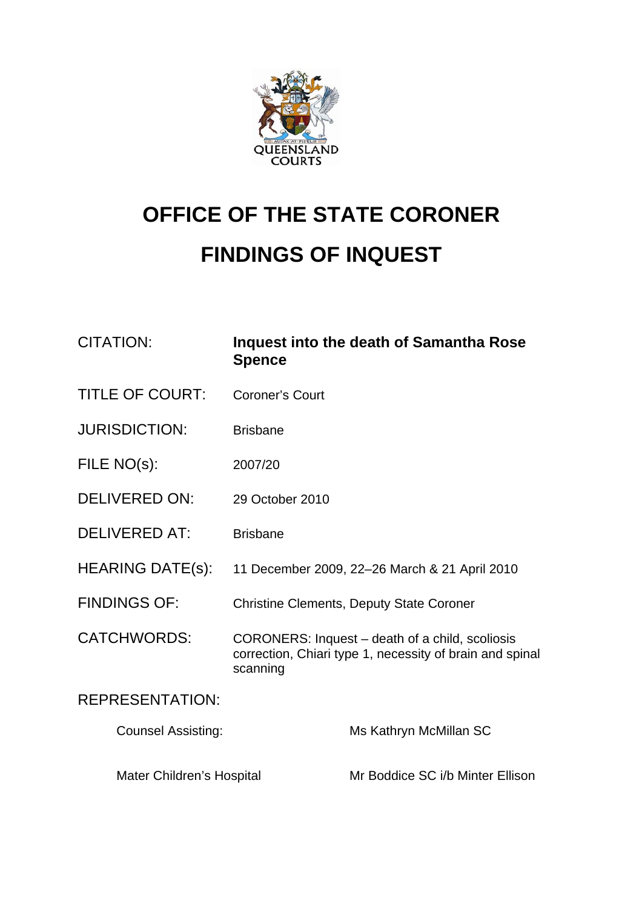QUEENSLAND COURTS

# OFFICE OF THE STATE CORONER

# FINDINGS OF INQUEST

| | |
|---|---|
| CITATION: | **Inquest into the death of Samantha Rose Spence** |
| TITLE OF COURT: | Coroner's Court |
| JURISDICTION: | Brisbane |
| FILE NO(s): | 2007/20 |
| DELIVERED ON: | 29 October 2010 |
| DELIVERED AT: | Brisbane |
| HEARING DATE(s): | 11 December 2009, 22–26 March & 21 April 2010 |
| FINDINGS OF: | Christine Clements, Deputy State Coroner |
| CATCHWORDS: | CORONERS: Inquest – death of a child, scoliosis correction, Chiari type 1, necessity of brain and spinal scanning |

REPRESENTATION:

| | |
|---|---|
| Counsel Assisting: | Ms Kathryn McMillan SC |
| Mater Children's Hospital | Mr Boddice SC i/b Minter Ellison |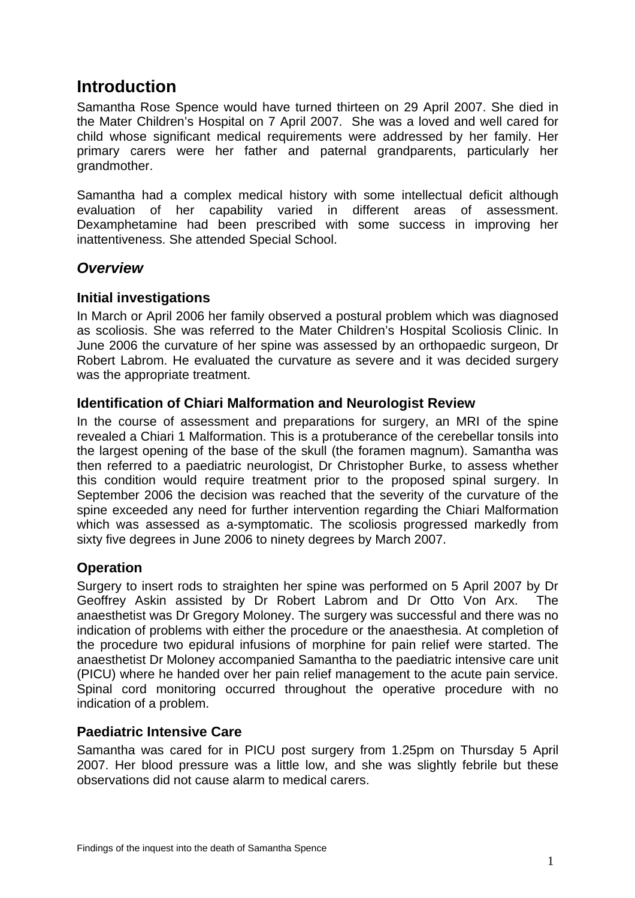# Introduction

Samantha Rose Spence would have turned thirteen on 29 April 2007. She died in the Mater Children's Hospital on 7 April 2007. She was a loved and well cared for child whose significant medical requirements were addressed by her family. Her primary carers were her father and paternal grandparents, particularly her grandmother.

Samantha had a complex medical history with some intellectual deficit although evaluation of her capability varied in different areas of assessment. Dexamphetamine had been prescribed with some success in improving her inattentiveness. She attended Special School.

## *Overview*

### Initial investigations

In March or April 2006 her family observed a postural problem which was diagnosed as scoliosis. She was referred to the Mater Children's Hospital Scoliosis Clinic. In June 2006 the curvature of her spine was assessed by an orthopaedic surgeon, Dr Robert Labrom. He evaluated the curvature as severe and it was decided surgery was the appropriate treatment.

### Identification of Chiari Malformation and Neurologist Review

In the course of assessment and preparations for surgery, an MRI of the spine revealed a Chiari 1 Malformation. This is a protuberance of the cerebellar tonsils into the largest opening of the base of the skull (the foramen magnum). Samantha was then referred to a paediatric neurologist, Dr Christopher Burke, to assess whether this condition would require treatment prior to the proposed spinal surgery. In September 2006 the decision was reached that the severity of the curvature of the spine exceeded any need for further intervention regarding the Chiari Malformation which was assessed as a-symptomatic. The scoliosis progressed markedly from sixty five degrees in June 2006 to ninety degrees by March 2007.

### Operation

Surgery to insert rods to straighten her spine was performed on 5 April 2007 by Dr Geoffrey Askin assisted by Dr Robert Labrom and Dr Otto Von Arx. The anaesthetist was Dr Gregory Moloney. The surgery was successful and there was no indication of problems with either the procedure or the anaesthesia. At completion of the procedure two epidural infusions of morphine for pain relief were started. The anaesthetist Dr Moloney accompanied Samantha to the paediatric intensive care unit (PICU) where he handed over her pain relief management to the acute pain service. Spinal cord monitoring occurred throughout the operative procedure with no indication of a problem.

### Paediatric Intensive Care

Samantha was cared for in PICU post surgery from 1.25pm on Thursday 5 April 2007. Her blood pressure was a little low, and she was slightly febrile but these observations did not cause alarm to medical carers.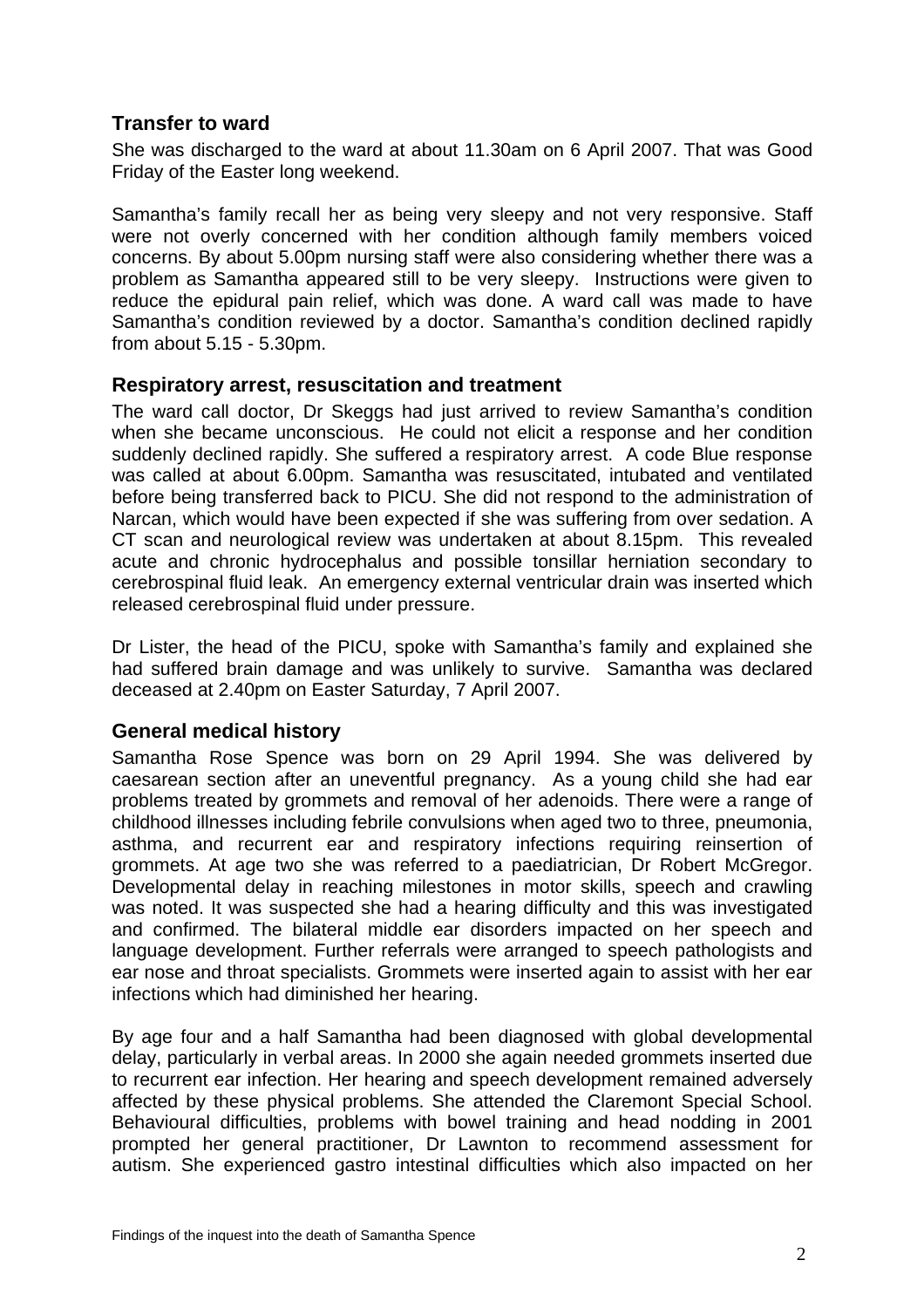## Transfer to ward

She was discharged to the ward at about 11.30am on 6 April 2007. That was Good Friday of the Easter long weekend.

Samantha's family recall her as being very sleepy and not very responsive. Staff were not overly concerned with her condition although family members voiced concerns. By about 5.00pm nursing staff were also considering whether there was a problem as Samantha appeared still to be very sleepy. Instructions were given to reduce the epidural pain relief, which was done. A ward call was made to have Samantha's condition reviewed by a doctor. Samantha's condition declined rapidly from about 5.15 - 5.30pm.

## Respiratory arrest, resuscitation and treatment

The ward call doctor, Dr Skeggs had just arrived to review Samantha's condition when she became unconscious. He could not elicit a response and her condition suddenly declined rapidly. She suffered a respiratory arrest. A code Blue response was called at about 6.00pm. Samantha was resuscitated, intubated and ventilated before being transferred back to PICU. She did not respond to the administration of Narcan, which would have been expected if she was suffering from over sedation. A CT scan and neurological review was undertaken at about 8.15pm. This revealed acute and chronic hydrocephalus and possible tonsillar herniation secondary to cerebrospinal fluid leak. An emergency external ventricular drain was inserted which released cerebrospinal fluid under pressure.

Dr Lister, the head of the PICU, spoke with Samantha's family and explained she had suffered brain damage and was unlikely to survive. Samantha was declared deceased at 2.40pm on Easter Saturday, 7 April 2007.

## General medical history

Samantha Rose Spence was born on 29 April 1994. She was delivered by caesarean section after an uneventful pregnancy. As a young child she had ear problems treated by grommets and removal of her adenoids. There were a range of childhood illnesses including febrile convulsions when aged two to three, pneumonia, asthma, and recurrent ear and respiratory infections requiring reinsertion of grommets. At age two she was referred to a paediatrician, Dr Robert McGregor. Developmental delay in reaching milestones in motor skills, speech and crawling was noted. It was suspected she had a hearing difficulty and this was investigated and confirmed. The bilateral middle ear disorders impacted on her speech and language development. Further referrals were arranged to speech pathologists and ear nose and throat specialists. Grommets were inserted again to assist with her ear infections which had diminished her hearing.

By age four and a half Samantha had been diagnosed with global developmental delay, particularly in verbal areas. In 2000 she again needed grommets inserted due to recurrent ear infection. Her hearing and speech development remained adversely affected by these physical problems. She attended the Claremont Special School. Behavioural difficulties, problems with bowel training and head nodding in 2001 prompted her general practitioner, Dr Lawnton to recommend assessment for autism. She experienced gastro intestinal difficulties which also impacted on her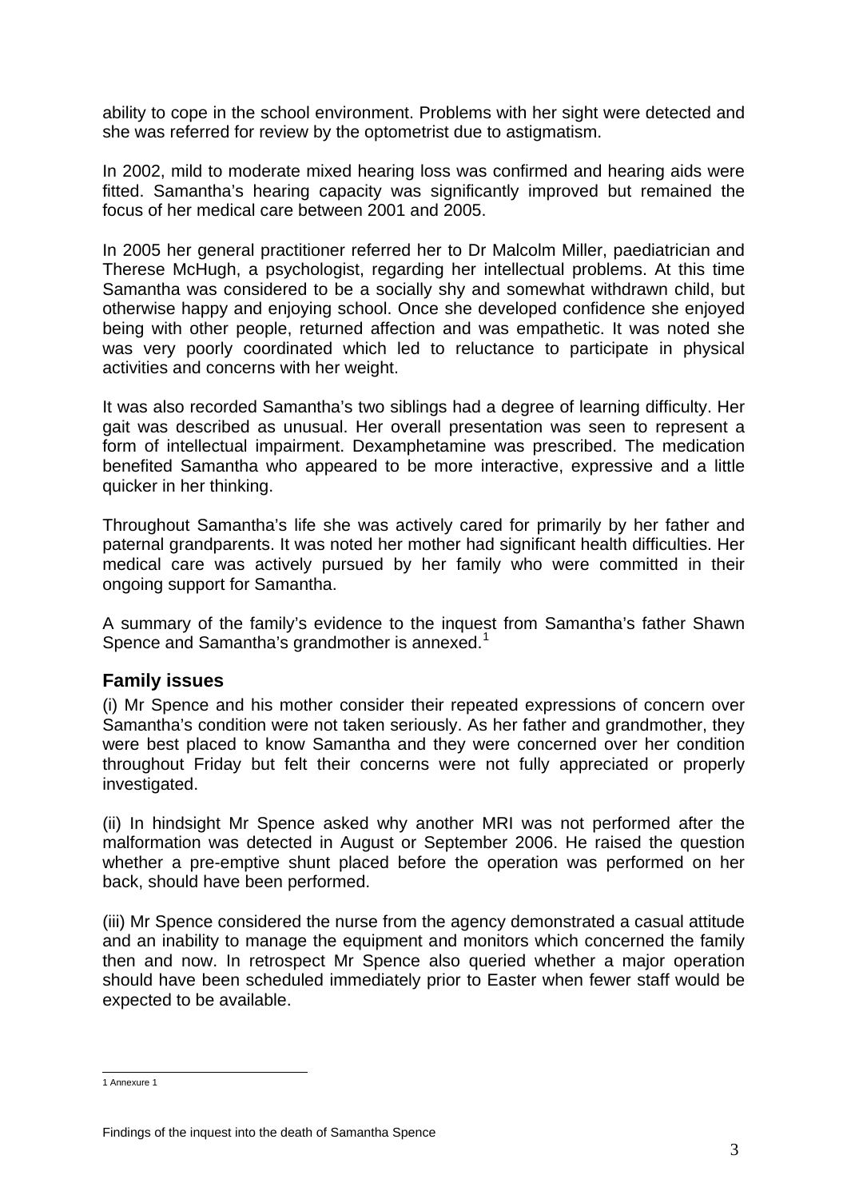ability to cope in the school environment. Problems with her sight were detected and she was referred for review by the optometrist due to astigmatism.

In 2002, mild to moderate mixed hearing loss was confirmed and hearing aids were fitted. Samantha's hearing capacity was significantly improved but remained the focus of her medical care between 2001 and 2005.

In 2005 her general practitioner referred her to Dr Malcolm Miller, paediatrician and Therese McHugh, a psychologist, regarding her intellectual problems. At this time Samantha was considered to be a socially shy and somewhat withdrawn child, but otherwise happy and enjoying school. Once she developed confidence she enjoyed being with other people, returned affection and was empathetic. It was noted she was very poorly coordinated which led to reluctance to participate in physical activities and concerns with her weight.

It was also recorded Samantha's two siblings had a degree of learning difficulty. Her gait was described as unusual. Her overall presentation was seen to represent a form of intellectual impairment. Dexamphetamine was prescribed. The medication benefited Samantha who appeared to be more interactive, expressive and a little quicker in her thinking.

Throughout Samantha's life she was actively cared for primarily by her father and paternal grandparents. It was noted her mother had significant health difficulties. Her medical care was actively pursued by her family who were committed in their ongoing support for Samantha.

A summary of the family's evidence to the inquest from Samantha's father Shawn Spence and Samantha's grandmother is annexed.[1]

## Family issues

(i) Mr Spence and his mother consider their repeated expressions of concern over Samantha's condition were not taken seriously. As her father and grandmother, they were best placed to know Samantha and they were concerned over her condition throughout Friday but felt their concerns were not fully appreciated or properly investigated.

(ii) In hindsight Mr Spence asked why another MRI was not performed after the malformation was detected in August or September 2006. He raised the question whether a pre-emptive shunt placed before the operation was performed on her back, should have been performed.

(iii) Mr Spence considered the nurse from the agency demonstrated a casual attitude and an inability to manage the equipment and monitors which concerned the family then and now. In retrospect Mr Spence also queried whether a major operation should have been scheduled immediately prior to Easter when fewer staff would be expected to be available.

---

[1] Annexure 1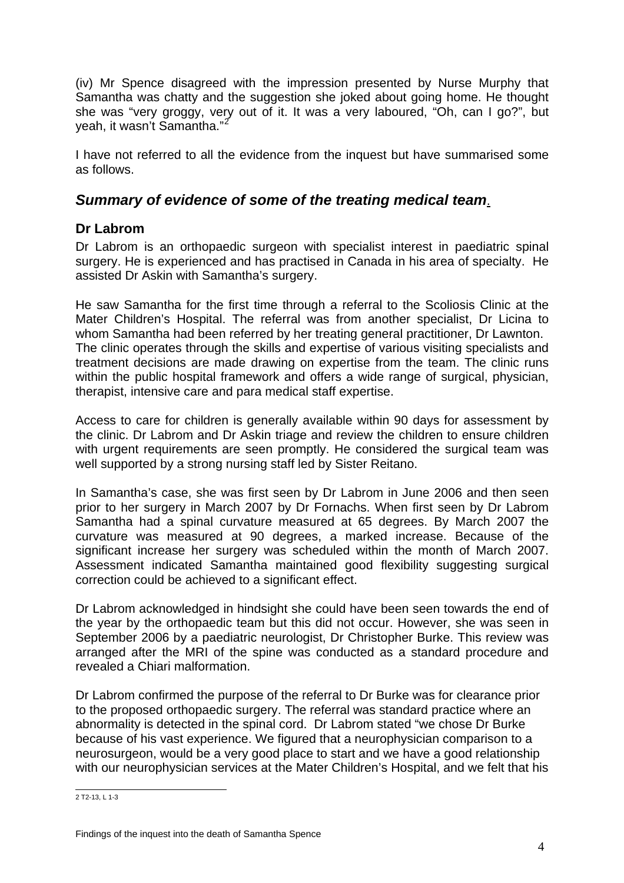(iv) Mr Spence disagreed with the impression presented by Nurse Murphy that Samantha was chatty and the suggestion she joked about going home. He thought she was "very groggy, very out of it. It was a very laboured, "Oh, can I go?", but yeah, it wasn't Samantha."[2]

I have not referred to all the evidence from the inquest but have summarised some as follows.

## *Summary of evidence of some of the treating medical team*.

### Dr Labrom

Dr Labrom is an orthopaedic surgeon with specialist interest in paediatric spinal surgery. He is experienced and has practised in Canada in his area of specialty. He assisted Dr Askin with Samantha's surgery.

He saw Samantha for the first time through a referral to the Scoliosis Clinic at the Mater Children's Hospital. The referral was from another specialist, Dr Licina to whom Samantha had been referred by her treating general practitioner, Dr Lawnton. The clinic operates through the skills and expertise of various visiting specialists and treatment decisions are made drawing on expertise from the team. The clinic runs within the public hospital framework and offers a wide range of surgical, physician, therapist, intensive care and para medical staff expertise.

Access to care for children is generally available within 90 days for assessment by the clinic. Dr Labrom and Dr Askin triage and review the children to ensure children with urgent requirements are seen promptly. He considered the surgical team was well supported by a strong nursing staff led by Sister Reitano.

In Samantha's case, she was first seen by Dr Labrom in June 2006 and then seen prior to her surgery in March 2007 by Dr Fornachs. When first seen by Dr Labrom Samantha had a spinal curvature measured at 65 degrees. By March 2007 the curvature was measured at 90 degrees, a marked increase. Because of the significant increase her surgery was scheduled within the month of March 2007. Assessment indicated Samantha maintained good flexibility suggesting surgical correction could be achieved to a significant effect.

Dr Labrom acknowledged in hindsight she could have been seen towards the end of the year by the orthopaedic team but this did not occur. However, she was seen in September 2006 by a paediatric neurologist, Dr Christopher Burke. This review was arranged after the MRI of the spine was conducted as a standard procedure and revealed a Chiari malformation.

Dr Labrom confirmed the purpose of the referral to Dr Burke was for clearance prior to the proposed orthopaedic surgery. The referral was standard practice where an abnormality is detected in the spinal cord. Dr Labrom stated "we chose Dr Burke because of his vast experience. We figured that a neurophysician comparison to a neurosurgeon, would be a very good place to start and we have a good relationship with our neurophysician services at the Mater Children's Hospital, and we felt that his

[2] T2-13, L 1-3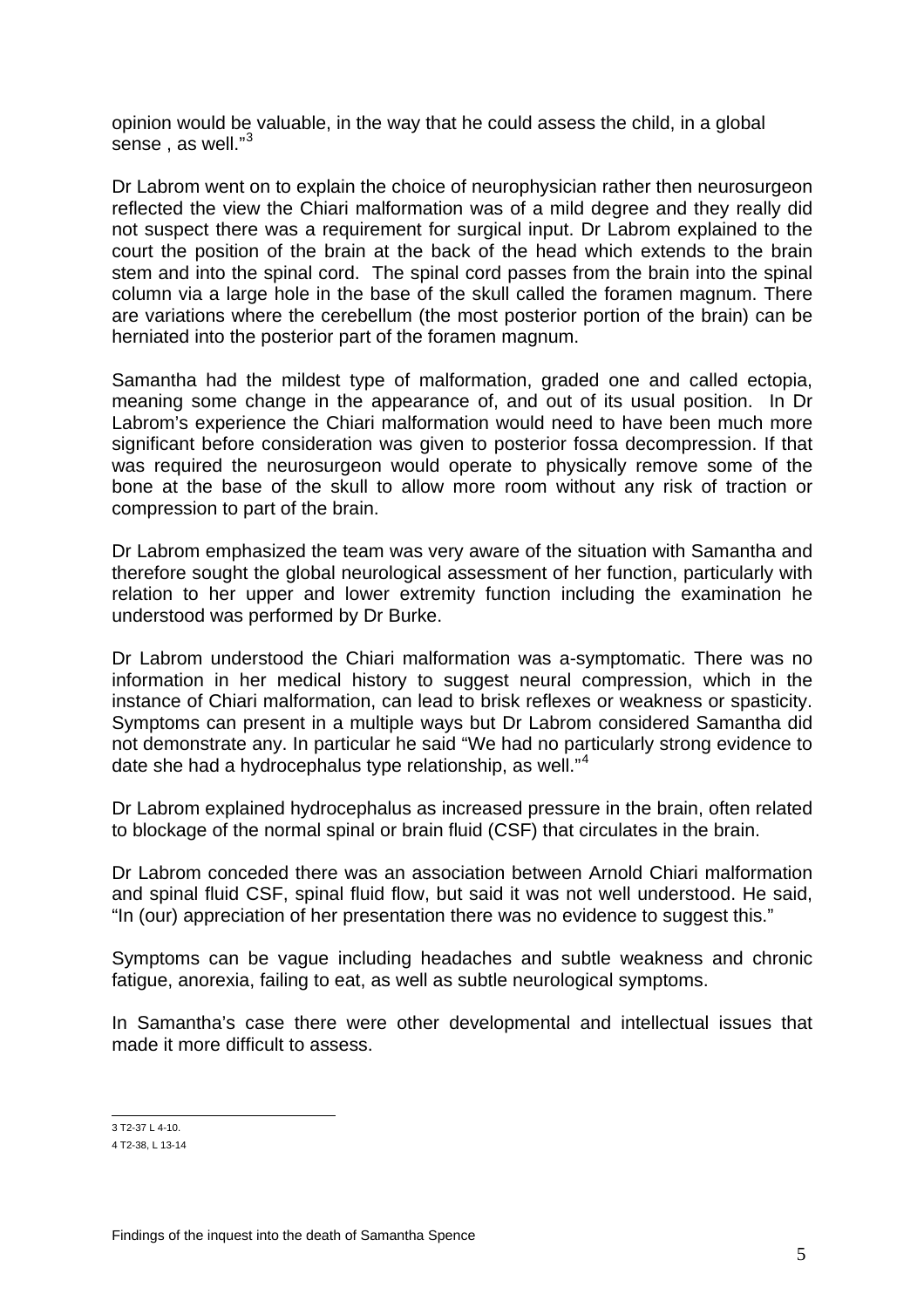opinion would be valuable, in the way that he could assess the child, in a global sense , as well."[3]

Dr Labrom went on to explain the choice of neurophysician rather then neurosurgeon reflected the view the Chiari malformation was of a mild degree and they really did not suspect there was a requirement for surgical input. Dr Labrom explained to the court the position of the brain at the back of the head which extends to the brain stem and into the spinal cord. The spinal cord passes from the brain into the spinal column via a large hole in the base of the skull called the foramen magnum. There are variations where the cerebellum (the most posterior portion of the brain) can be herniated into the posterior part of the foramen magnum.

Samantha had the mildest type of malformation, graded one and called ectopia, meaning some change in the appearance of, and out of its usual position. In Dr Labrom's experience the Chiari malformation would need to have been much more significant before consideration was given to posterior fossa decompression. If that was required the neurosurgeon would operate to physically remove some of the bone at the base of the skull to allow more room without any risk of traction or compression to part of the brain.

Dr Labrom emphasized the team was very aware of the situation with Samantha and therefore sought the global neurological assessment of her function, particularly with relation to her upper and lower extremity function including the examination he understood was performed by Dr Burke.

Dr Labrom understood the Chiari malformation was a-symptomatic. There was no information in her medical history to suggest neural compression, which in the instance of Chiari malformation, can lead to brisk reflexes or weakness or spasticity. Symptoms can present in a multiple ways but Dr Labrom considered Samantha did not demonstrate any. In particular he said "We had no particularly strong evidence to date she had a hydrocephalus type relationship, as well."[4]

Dr Labrom explained hydrocephalus as increased pressure in the brain, often related to blockage of the normal spinal or brain fluid (CSF) that circulates in the brain.

Dr Labrom conceded there was an association between Arnold Chiari malformation and spinal fluid CSF, spinal fluid flow, but said it was not well understood. He said, "In (our) appreciation of her presentation there was no evidence to suggest this."

Symptoms can be vague including headaches and subtle weakness and chronic fatigue, anorexia, failing to eat, as well as subtle neurological symptoms.

In Samantha's case there were other developmental and intellectual issues that made it more difficult to assess.

---

3 T2-37 L 4-10.

4 T2-38, L 13-14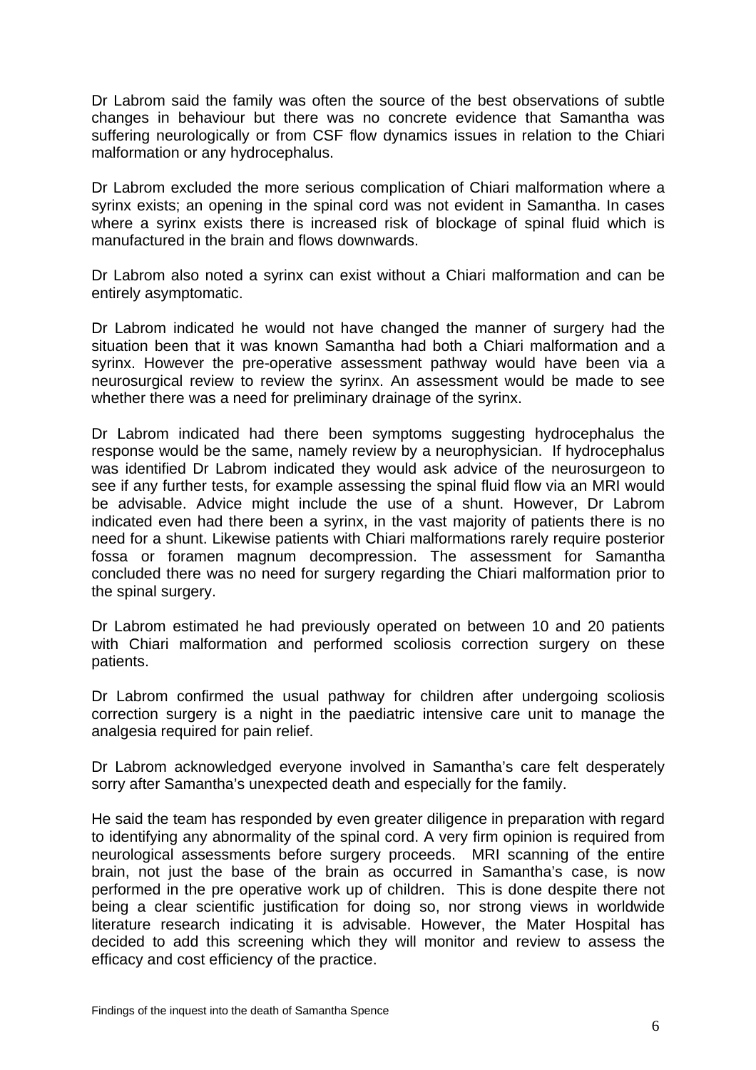Dr Labrom said the family was often the source of the best observations of subtle changes in behaviour but there was no concrete evidence that Samantha was suffering neurologically or from CSF flow dynamics issues in relation to the Chiari malformation or any hydrocephalus.

Dr Labrom excluded the more serious complication of Chiari malformation where a syrinx exists; an opening in the spinal cord was not evident in Samantha. In cases where a syrinx exists there is increased risk of blockage of spinal fluid which is manufactured in the brain and flows downwards.

Dr Labrom also noted a syrinx can exist without a Chiari malformation and can be entirely asymptomatic.

Dr Labrom indicated he would not have changed the manner of surgery had the situation been that it was known Samantha had both a Chiari malformation and a syrinx. However the pre-operative assessment pathway would have been via a neurosurgical review to review the syrinx. An assessment would be made to see whether there was a need for preliminary drainage of the syrinx.

Dr Labrom indicated had there been symptoms suggesting hydrocephalus the response would be the same, namely review by a neurophysician. If hydrocephalus was identified Dr Labrom indicated they would ask advice of the neurosurgeon to see if any further tests, for example assessing the spinal fluid flow via an MRI would be advisable. Advice might include the use of a shunt. However, Dr Labrom indicated even had there been a syrinx, in the vast majority of patients there is no need for a shunt. Likewise patients with Chiari malformations rarely require posterior fossa or foramen magnum decompression. The assessment for Samantha concluded there was no need for surgery regarding the Chiari malformation prior to the spinal surgery.

Dr Labrom estimated he had previously operated on between 10 and 20 patients with Chiari malformation and performed scoliosis correction surgery on these patients.

Dr Labrom confirmed the usual pathway for children after undergoing scoliosis correction surgery is a night in the paediatric intensive care unit to manage the analgesia required for pain relief.

Dr Labrom acknowledged everyone involved in Samantha's care felt desperately sorry after Samantha's unexpected death and especially for the family.

He said the team has responded by even greater diligence in preparation with regard to identifying any abnormality of the spinal cord. A very firm opinion is required from neurological assessments before surgery proceeds. MRI scanning of the entire brain, not just the base of the brain as occurred in Samantha's case, is now performed in the pre operative work up of children. This is done despite there not being a clear scientific justification for doing so, nor strong views in worldwide literature research indicating it is advisable. However, the Mater Hospital has decided to add this screening which they will monitor and review to assess the efficacy and cost efficiency of the practice.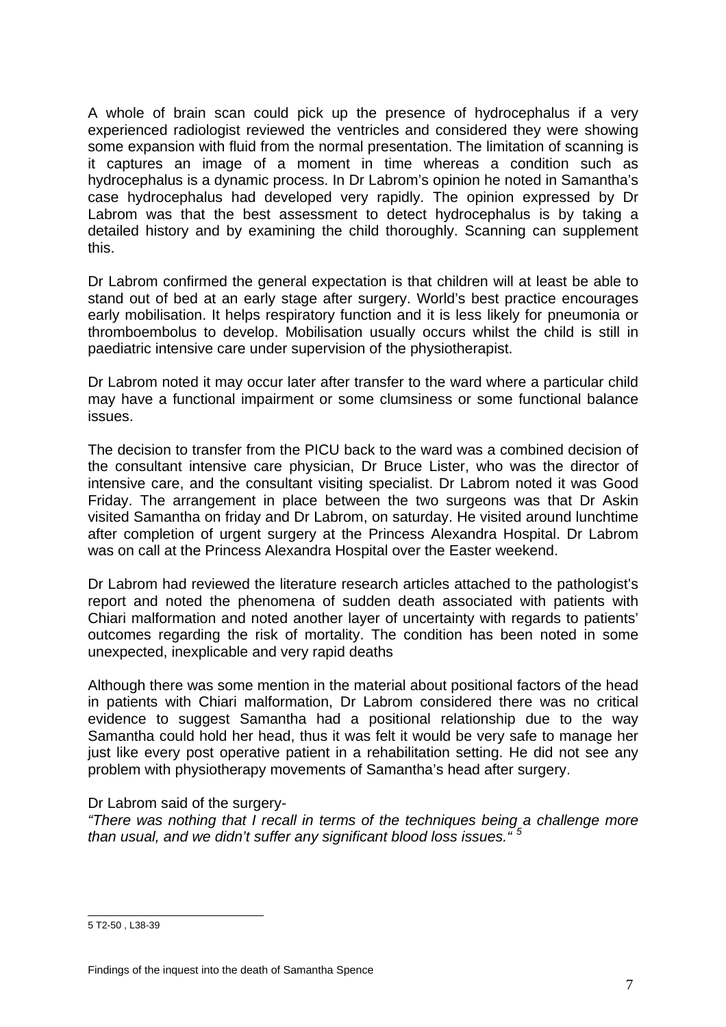A whole of brain scan could pick up the presence of hydrocephalus if a very experienced radiologist reviewed the ventricles and considered they were showing some expansion with fluid from the normal presentation. The limitation of scanning is it captures an image of a moment in time whereas a condition such as hydrocephalus is a dynamic process. In Dr Labrom's opinion he noted in Samantha's case hydrocephalus had developed very rapidly. The opinion expressed by Dr Labrom was that the best assessment to detect hydrocephalus is by taking a detailed history and by examining the child thoroughly. Scanning can supplement this.

Dr Labrom confirmed the general expectation is that children will at least be able to stand out of bed at an early stage after surgery. World's best practice encourages early mobilisation. It helps respiratory function and it is less likely for pneumonia or thromboembolus to develop. Mobilisation usually occurs whilst the child is still in paediatric intensive care under supervision of the physiotherapist.

Dr Labrom noted it may occur later after transfer to the ward where a particular child may have a functional impairment or some clumsiness or some functional balance issues.

The decision to transfer from the PICU back to the ward was a combined decision of the consultant intensive care physician, Dr Bruce Lister, who was the director of intensive care, and the consultant visiting specialist. Dr Labrom noted it was Good Friday. The arrangement in place between the two surgeons was that Dr Askin visited Samantha on friday and Dr Labrom, on saturday. He visited around lunchtime after completion of urgent surgery at the Princess Alexandra Hospital. Dr Labrom was on call at the Princess Alexandra Hospital over the Easter weekend.

Dr Labrom had reviewed the literature research articles attached to the pathologist's report and noted the phenomena of sudden death associated with patients with Chiari malformation and noted another layer of uncertainty with regards to patients' outcomes regarding the risk of mortality. The condition has been noted in some unexpected, inexplicable and very rapid deaths

Although there was some mention in the material about positional factors of the head in patients with Chiari malformation, Dr Labrom considered there was no critical evidence to suggest Samantha had a positional relationship due to the way Samantha could hold her head, thus it was felt it would be very safe to manage her just like every post operative patient in a rehabilitation setting. He did not see any problem with physiotherapy movements of Samantha's head after surgery.

Dr Labrom said of the surgery-

*"There was nothing that I recall in terms of the techniques being a challenge more than usual, and we didn't suffer any significant blood loss issues."* [5]

---

5 T2-50 , L38-39

Findings of the inquest into the death of Samantha Spence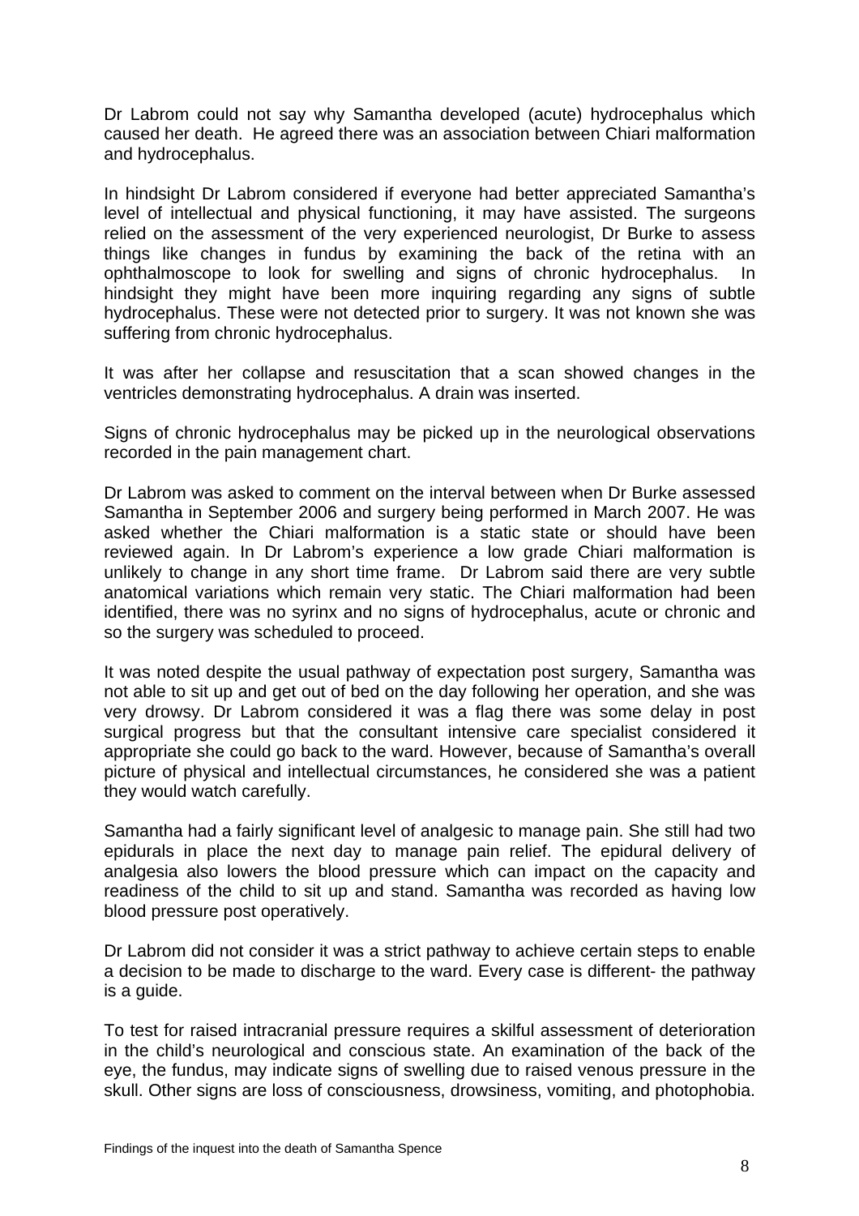Dr Labrom could not say why Samantha developed (acute) hydrocephalus which caused her death. He agreed there was an association between Chiari malformation and hydrocephalus.

In hindsight Dr Labrom considered if everyone had better appreciated Samantha's level of intellectual and physical functioning, it may have assisted. The surgeons relied on the assessment of the very experienced neurologist, Dr Burke to assess things like changes in fundus by examining the back of the retina with an ophthalmoscope to look for swelling and signs of chronic hydrocephalus. In hindsight they might have been more inquiring regarding any signs of subtle hydrocephalus. These were not detected prior to surgery. It was not known she was suffering from chronic hydrocephalus.

It was after her collapse and resuscitation that a scan showed changes in the ventricles demonstrating hydrocephalus. A drain was inserted.

Signs of chronic hydrocephalus may be picked up in the neurological observations recorded in the pain management chart.

Dr Labrom was asked to comment on the interval between when Dr Burke assessed Samantha in September 2006 and surgery being performed in March 2007. He was asked whether the Chiari malformation is a static state or should have been reviewed again. In Dr Labrom's experience a low grade Chiari malformation is unlikely to change in any short time frame. Dr Labrom said there are very subtle anatomical variations which remain very static. The Chiari malformation had been identified, there was no syrinx and no signs of hydrocephalus, acute or chronic and so the surgery was scheduled to proceed.

It was noted despite the usual pathway of expectation post surgery, Samantha was not able to sit up and get out of bed on the day following her operation, and she was very drowsy. Dr Labrom considered it was a flag there was some delay in post surgical progress but that the consultant intensive care specialist considered it appropriate she could go back to the ward. However, because of Samantha's overall picture of physical and intellectual circumstances, he considered she was a patient they would watch carefully.

Samantha had a fairly significant level of analgesic to manage pain. She still had two epidurals in place the next day to manage pain relief. The epidural delivery of analgesia also lowers the blood pressure which can impact on the capacity and readiness of the child to sit up and stand. Samantha was recorded as having low blood pressure post operatively.

Dr Labrom did not consider it was a strict pathway to achieve certain steps to enable a decision to be made to discharge to the ward. Every case is different- the pathway is a guide.

To test for raised intracranial pressure requires a skilful assessment of deterioration in the child's neurological and conscious state. An examination of the back of the eye, the fundus, may indicate signs of swelling due to raised venous pressure in the skull. Other signs are loss of consciousness, drowsiness, vomiting, and photophobia.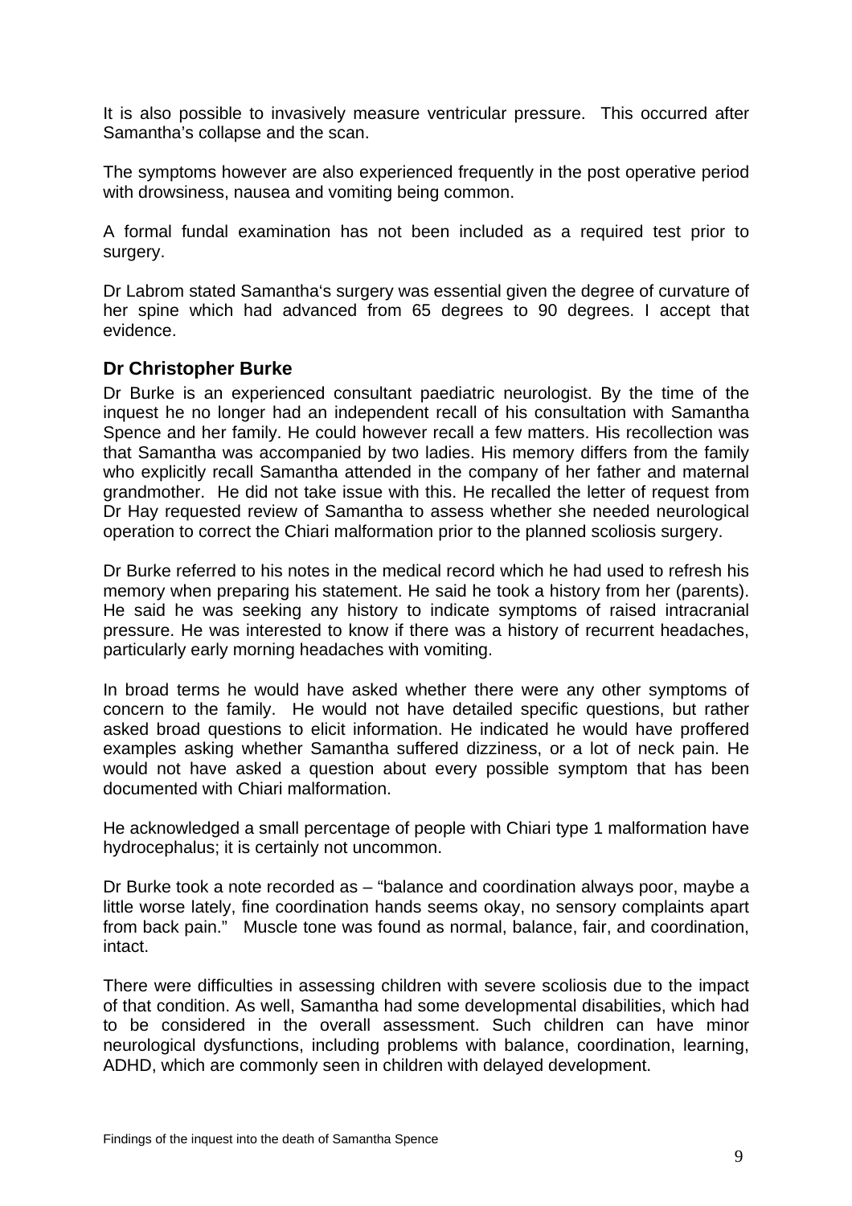It is also possible to invasively measure ventricular pressure. This occurred after Samantha's collapse and the scan.

The symptoms however are also experienced frequently in the post operative period with drowsiness, nausea and vomiting being common.

A formal fundal examination has not been included as a required test prior to surgery.

Dr Labrom stated Samantha's surgery was essential given the degree of curvature of her spine which had advanced from 65 degrees to 90 degrees. I accept that evidence.

## Dr Christopher Burke

Dr Burke is an experienced consultant paediatric neurologist. By the time of the inquest he no longer had an independent recall of his consultation with Samantha Spence and her family. He could however recall a few matters. His recollection was that Samantha was accompanied by two ladies. His memory differs from the family who explicitly recall Samantha attended in the company of her father and maternal grandmother. He did not take issue with this. He recalled the letter of request from Dr Hay requested review of Samantha to assess whether she needed neurological operation to correct the Chiari malformation prior to the planned scoliosis surgery.

Dr Burke referred to his notes in the medical record which he had used to refresh his memory when preparing his statement. He said he took a history from her (parents). He said he was seeking any history to indicate symptoms of raised intracranial pressure. He was interested to know if there was a history of recurrent headaches, particularly early morning headaches with vomiting.

In broad terms he would have asked whether there were any other symptoms of concern to the family. He would not have detailed specific questions, but rather asked broad questions to elicit information. He indicated he would have proffered examples asking whether Samantha suffered dizziness, or a lot of neck pain. He would not have asked a question about every possible symptom that has been documented with Chiari malformation.

He acknowledged a small percentage of people with Chiari type 1 malformation have hydrocephalus; it is certainly not uncommon.

Dr Burke took a note recorded as – "balance and coordination always poor, maybe a little worse lately, fine coordination hands seems okay, no sensory complaints apart from back pain." Muscle tone was found as normal, balance, fair, and coordination, intact.

There were difficulties in assessing children with severe scoliosis due to the impact of that condition. As well, Samantha had some developmental disabilities, which had to be considered in the overall assessment. Such children can have minor neurological dysfunctions, including problems with balance, coordination, learning, ADHD, which are commonly seen in children with delayed development.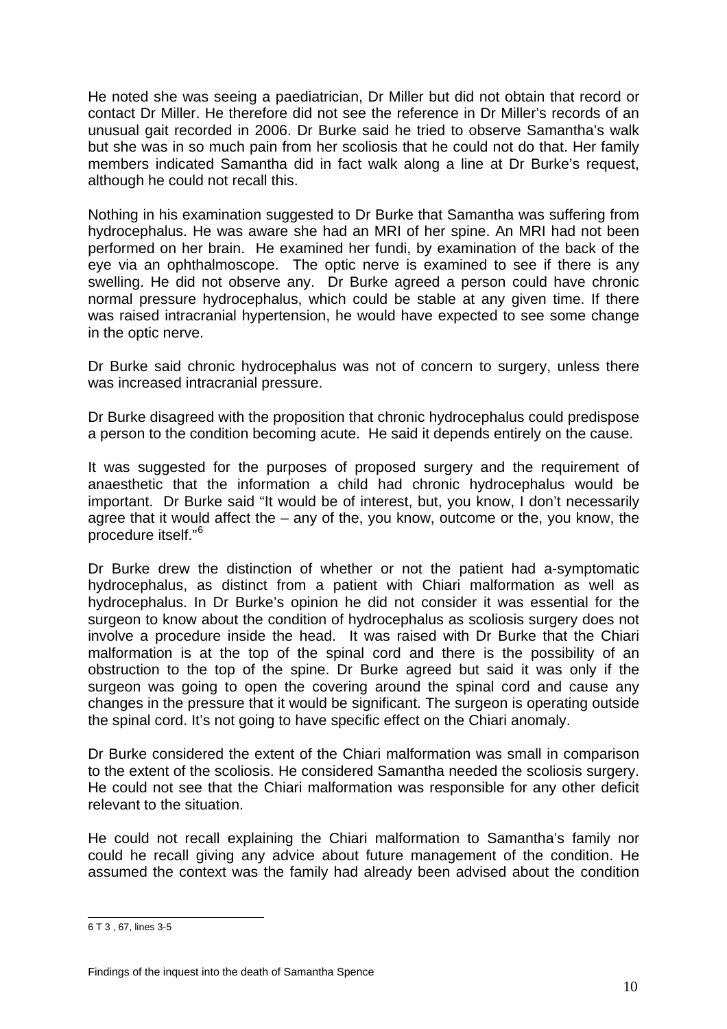He noted she was seeing a paediatrician, Dr Miller but did not obtain that record or contact Dr Miller. He therefore did not see the reference in Dr Miller's records of an unusual gait recorded in 2006. Dr Burke said he tried to observe Samantha's walk but she was in so much pain from her scoliosis that he could not do that. Her family members indicated Samantha did in fact walk along a line at Dr Burke's request, although he could not recall this.

Nothing in his examination suggested to Dr Burke that Samantha was suffering from hydrocephalus. He was aware she had an MRI of her spine. An MRI had not been performed on her brain. He examined her fundi, by examination of the back of the eye via an ophthalmoscope. The optic nerve is examined to see if there is any swelling. He did not observe any. Dr Burke agreed a person could have chronic normal pressure hydrocephalus, which could be stable at any given time. If there was raised intracranial hypertension, he would have expected to see some change in the optic nerve.

Dr Burke said chronic hydrocephalus was not of concern to surgery, unless there was increased intracranial pressure.

Dr Burke disagreed with the proposition that chronic hydrocephalus could predispose a person to the condition becoming acute. He said it depends entirely on the cause.

It was suggested for the purposes of proposed surgery and the requirement of anaesthetic that the information a child had chronic hydrocephalus would be important. Dr Burke said "It would be of interest, but, you know, I don't necessarily agree that it would affect the – any of the, you know, outcome or the, you know, the procedure itself."[6]

Dr Burke drew the distinction of whether or not the patient had a-symptomatic hydrocephalus, as distinct from a patient with Chiari malformation as well as hydrocephalus. In Dr Burke's opinion he did not consider it was essential for the surgeon to know about the condition of hydrocephalus as scoliosis surgery does not involve a procedure inside the head. It was raised with Dr Burke that the Chiari malformation is at the top of the spinal cord and there is the possibility of an obstruction to the top of the spine. Dr Burke agreed but said it was only if the surgeon was going to open the covering around the spinal cord and cause any changes in the pressure that it would be significant. The surgeon is operating outside the spinal cord. It's not going to have specific effect on the Chiari anomaly.

Dr Burke considered the extent of the Chiari malformation was small in comparison to the extent of the scoliosis. He considered Samantha needed the scoliosis surgery. He could not see that the Chiari malformation was responsible for any other deficit relevant to the situation.

He could not recall explaining the Chiari malformation to Samantha's family nor could he recall giving any advice about future management of the condition. He assumed the context was the family had already been advised about the condition

---

6 T 3 , 67, lines 3-5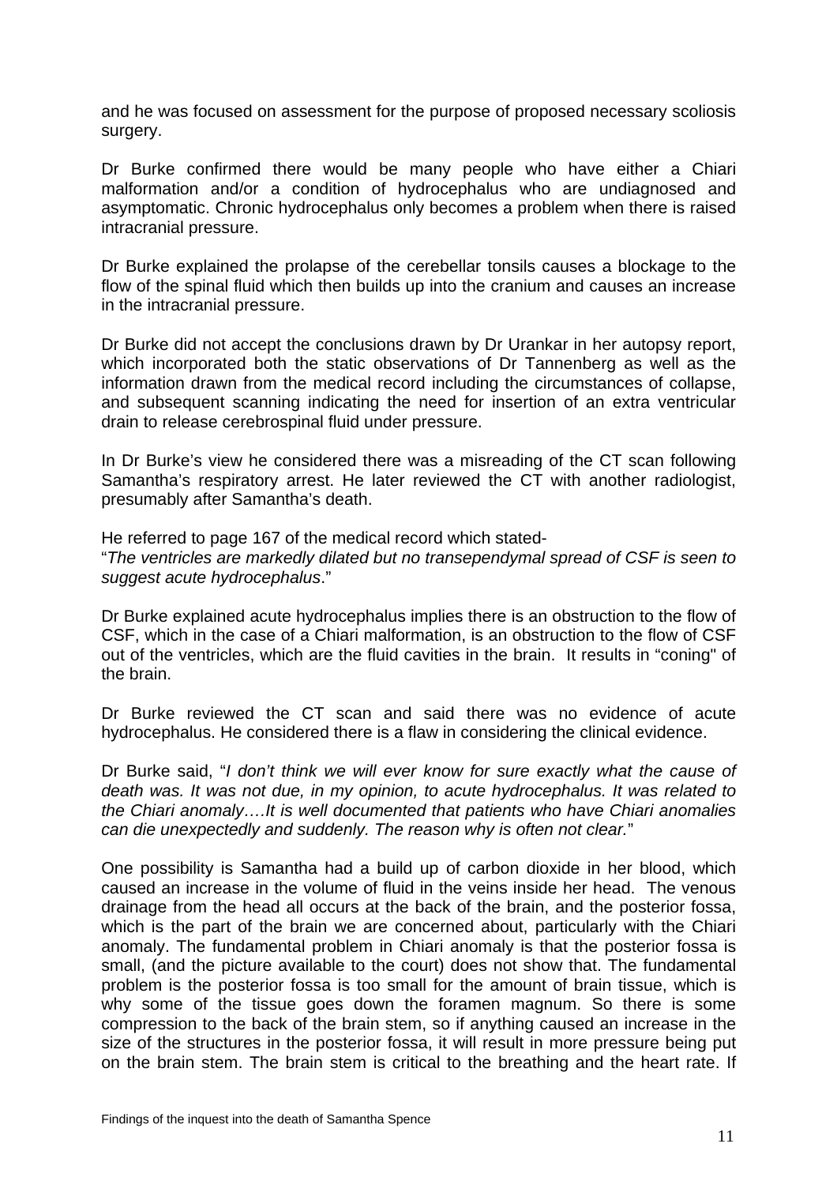and he was focused on assessment for the purpose of proposed necessary scoliosis surgery.

Dr Burke confirmed there would be many people who have either a Chiari malformation and/or a condition of hydrocephalus who are undiagnosed and asymptomatic. Chronic hydrocephalus only becomes a problem when there is raised intracranial pressure.

Dr Burke explained the prolapse of the cerebellar tonsils causes a blockage to the flow of the spinal fluid which then builds up into the cranium and causes an increase in the intracranial pressure.

Dr Burke did not accept the conclusions drawn by Dr Urankar in her autopsy report, which incorporated both the static observations of Dr Tannenberg as well as the information drawn from the medical record including the circumstances of collapse, and subsequent scanning indicating the need for insertion of an extra ventricular drain to release cerebrospinal fluid under pressure.

In Dr Burke's view he considered there was a misreading of the CT scan following Samantha's respiratory arrest. He later reviewed the CT with another radiologist, presumably after Samantha's death.

He referred to page 167 of the medical record which stated-
"*The ventricles are markedly dilated but no transependymal spread of CSF is seen to suggest acute hydrocephalus*."

Dr Burke explained acute hydrocephalus implies there is an obstruction to the flow of CSF, which in the case of a Chiari malformation, is an obstruction to the flow of CSF out of the ventricles, which are the fluid cavities in the brain. It results in "coning" of the brain.

Dr Burke reviewed the CT scan and said there was no evidence of acute hydrocephalus. He considered there is a flaw in considering the clinical evidence.

Dr Burke said, "*I don't think we will ever know for sure exactly what the cause of death was. It was not due, in my opinion, to acute hydrocephalus. It was related to the Chiari anomaly….It is well documented that patients who have Chiari anomalies can die unexpectedly and suddenly. The reason why is often not clear.*"

One possibility is Samantha had a build up of carbon dioxide in her blood, which caused an increase in the volume of fluid in the veins inside her head. The venous drainage from the head all occurs at the back of the brain, and the posterior fossa, which is the part of the brain we are concerned about, particularly with the Chiari anomaly. The fundamental problem in Chiari anomaly is that the posterior fossa is small, (and the picture available to the court) does not show that. The fundamental problem is the posterior fossa is too small for the amount of brain tissue, which is why some of the tissue goes down the foramen magnum. So there is some compression to the back of the brain stem, so if anything caused an increase in the size of the structures in the posterior fossa, it will result in more pressure being put on the brain stem. The brain stem is critical to the breathing and the heart rate. If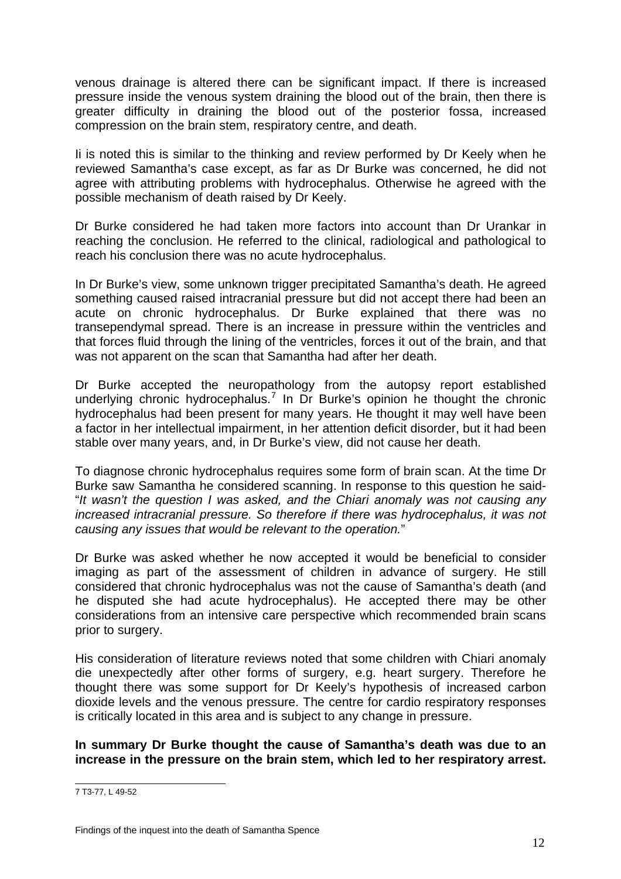venous drainage is altered there can be significant impact. If there is increased pressure inside the venous system draining the blood out of the brain, then there is greater difficulty in draining the blood out of the posterior fossa, increased compression on the brain stem, respiratory centre, and death.

Ii is noted this is similar to the thinking and review performed by Dr Keely when he reviewed Samantha's case except, as far as Dr Burke was concerned, he did not agree with attributing problems with hydrocephalus. Otherwise he agreed with the possible mechanism of death raised by Dr Keely.

Dr Burke considered he had taken more factors into account than Dr Urankar in reaching the conclusion. He referred to the clinical, radiological and pathological to reach his conclusion there was no acute hydrocephalus.

In Dr Burke's view, some unknown trigger precipitated Samantha's death. He agreed something caused raised intracranial pressure but did not accept there had been an acute on chronic hydrocephalus. Dr Burke explained that there was no transependymal spread. There is an increase in pressure within the ventricles and that forces fluid through the lining of the ventricles, forces it out of the brain, and that was not apparent on the scan that Samantha had after her death.

Dr Burke accepted the neuropathology from the autopsy report established underlying chronic hydrocephalus.[7] In Dr Burke's opinion he thought the chronic hydrocephalus had been present for many years. He thought it may well have been a factor in her intellectual impairment, in her attention deficit disorder, but it had been stable over many years, and, in Dr Burke's view, did not cause her death.

To diagnose chronic hydrocephalus requires some form of brain scan. At the time Dr Burke saw Samantha he considered scanning. In response to this question he said- "*It wasn't the question I was asked, and the Chiari anomaly was not causing any increased intracranial pressure. So therefore if there was hydrocephalus, it was not causing any issues that would be relevant to the operation.*"

Dr Burke was asked whether he now accepted it would be beneficial to consider imaging as part of the assessment of children in advance of surgery. He still considered that chronic hydrocephalus was not the cause of Samantha's death (and he disputed she had acute hydrocephalus). He accepted there may be other considerations from an intensive care perspective which recommended brain scans prior to surgery.

His consideration of literature reviews noted that some children with Chiari anomaly die unexpectedly after other forms of surgery, e.g. heart surgery. Therefore he thought there was some support for Dr Keely's hypothesis of increased carbon dioxide levels and the venous pressure. The centre for cardio respiratory responses is critically located in this area and is subject to any change in pressure.

**In summary Dr Burke thought the cause of Samantha's death was due to an increase in the pressure on the brain stem, which led to her respiratory arrest.**

---

7 T3-77, L 49-52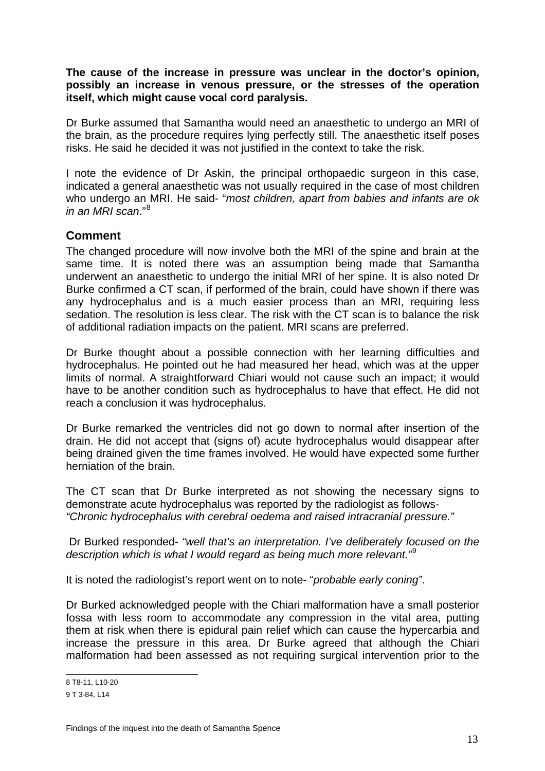**The cause of the increase in pressure was unclear in the doctor's opinion, possibly an increase in venous pressure, or the stresses of the operation itself, which might cause vocal cord paralysis.**

Dr Burke assumed that Samantha would need an anaesthetic to undergo an MRI of the brain, as the procedure requires lying perfectly still. The anaesthetic itself poses risks. He said he decided it was not justified in the context to take the risk.

I note the evidence of Dr Askin, the principal orthopaedic surgeon in this case, indicated a general anaesthetic was not usually required in the case of most children who undergo an MRI. He said- "*most children, apart from babies and infants are ok in an MRI scan*."[8]

## Comment

The changed procedure will now involve both the MRI of the spine and brain at the same time. It is noted there was an assumption being made that Samantha underwent an anaesthetic to undergo the initial MRI of her spine. It is also noted Dr Burke confirmed a CT scan, if performed of the brain, could have shown if there was any hydrocephalus and is a much easier process than an MRI, requiring less sedation. The resolution is less clear. The risk with the CT scan is to balance the risk of additional radiation impacts on the patient. MRI scans are preferred.

Dr Burke thought about a possible connection with her learning difficulties and hydrocephalus. He pointed out he had measured her head, which was at the upper limits of normal. A straightforward Chiari would not cause such an impact; it would have to be another condition such as hydrocephalus to have that effect. He did not reach a conclusion it was hydrocephalus.

Dr Burke remarked the ventricles did not go down to normal after insertion of the drain. He did not accept that (signs of) acute hydrocephalus would disappear after being drained given the time frames involved. He would have expected some further herniation of the brain.

The CT scan that Dr Burke interpreted as not showing the necessary signs to demonstrate acute hydrocephalus was reported by the radiologist as follows- *"Chronic hydrocephalus with cerebral oedema and raised intracranial pressure."*

Dr Burked responded- *"well that's an interpretation. I've deliberately focused on the description which is what I would regard as being much more relevant."*[9]

It is noted the radiologist's report went on to note- "*probable early coning"*.

Dr Burked acknowledged people with the Chiari malformation have a small posterior fossa with less room to accommodate any compression in the vital area, putting them at risk when there is epidural pain relief which can cause the hypercarbia and increase the pressure in this area. Dr Burke agreed that although the Chiari malformation had been assessed as not requiring surgical intervention prior to the

---

8 T8-11, L10-20

9 T 3-84, L14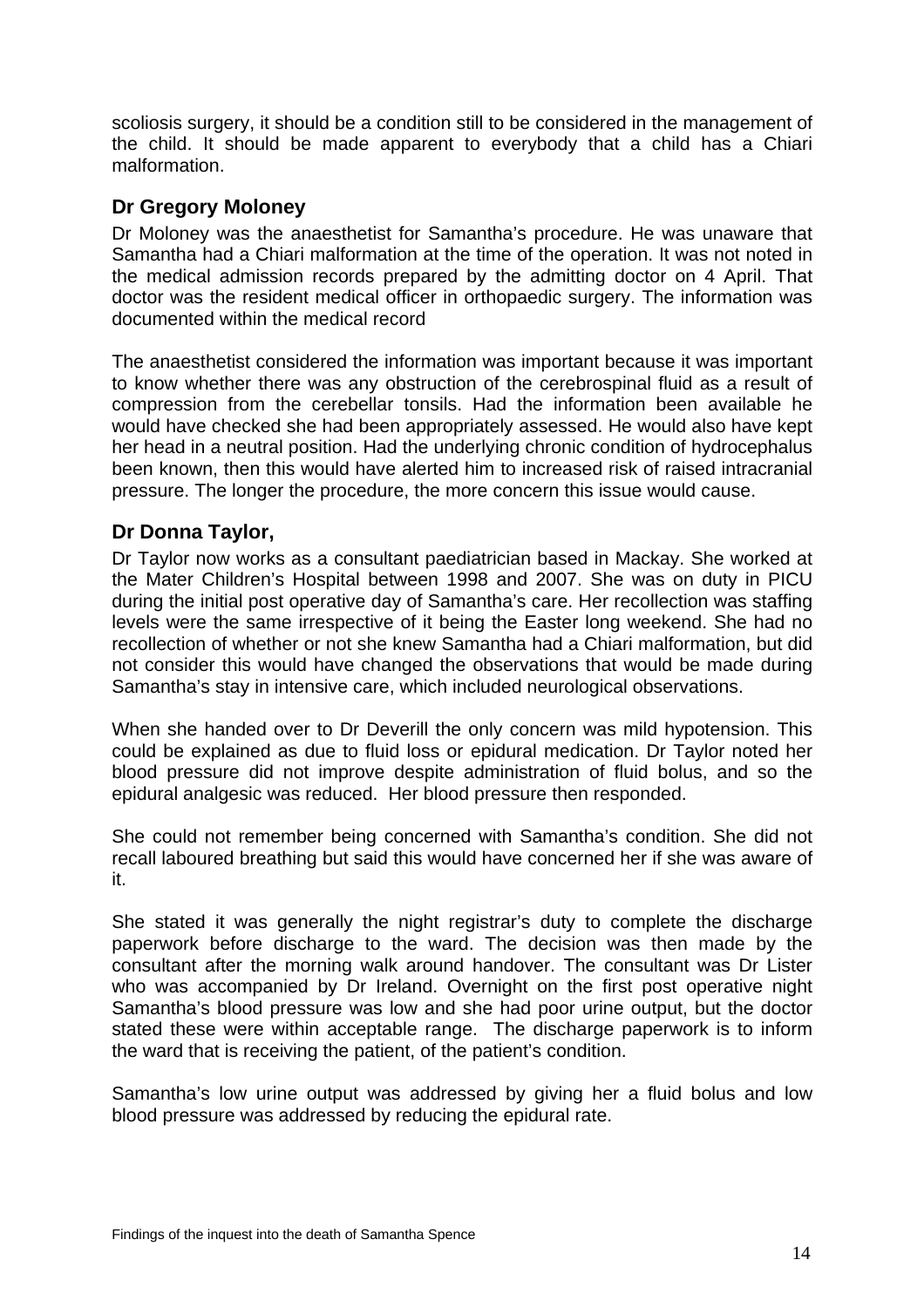scoliosis surgery, it should be a condition still to be considered in the management of the child. It should be made apparent to everybody that a child has a Chiari malformation.

## Dr Gregory Moloney

Dr Moloney was the anaesthetist for Samantha's procedure. He was unaware that Samantha had a Chiari malformation at the time of the operation. It was not noted in the medical admission records prepared by the admitting doctor on 4 April. That doctor was the resident medical officer in orthopaedic surgery. The information was documented within the medical record

The anaesthetist considered the information was important because it was important to know whether there was any obstruction of the cerebrospinal fluid as a result of compression from the cerebellar tonsils. Had the information been available he would have checked she had been appropriately assessed. He would also have kept her head in a neutral position. Had the underlying chronic condition of hydrocephalus been known, then this would have alerted him to increased risk of raised intracranial pressure. The longer the procedure, the more concern this issue would cause.

## Dr Donna Taylor,

Dr Taylor now works as a consultant paediatrician based in Mackay. She worked at the Mater Children's Hospital between 1998 and 2007. She was on duty in PICU during the initial post operative day of Samantha's care. Her recollection was staffing levels were the same irrespective of it being the Easter long weekend. She had no recollection of whether or not she knew Samantha had a Chiari malformation, but did not consider this would have changed the observations that would be made during Samantha's stay in intensive care, which included neurological observations.

When she handed over to Dr Deverill the only concern was mild hypotension. This could be explained as due to fluid loss or epidural medication. Dr Taylor noted her blood pressure did not improve despite administration of fluid bolus, and so the epidural analgesic was reduced. Her blood pressure then responded.

She could not remember being concerned with Samantha's condition. She did not recall laboured breathing but said this would have concerned her if she was aware of it.

She stated it was generally the night registrar's duty to complete the discharge paperwork before discharge to the ward. The decision was then made by the consultant after the morning walk around handover. The consultant was Dr Lister who was accompanied by Dr Ireland. Overnight on the first post operative night Samantha's blood pressure was low and she had poor urine output, but the doctor stated these were within acceptable range. The discharge paperwork is to inform the ward that is receiving the patient, of the patient's condition.

Samantha's low urine output was addressed by giving her a fluid bolus and low blood pressure was addressed by reducing the epidural rate.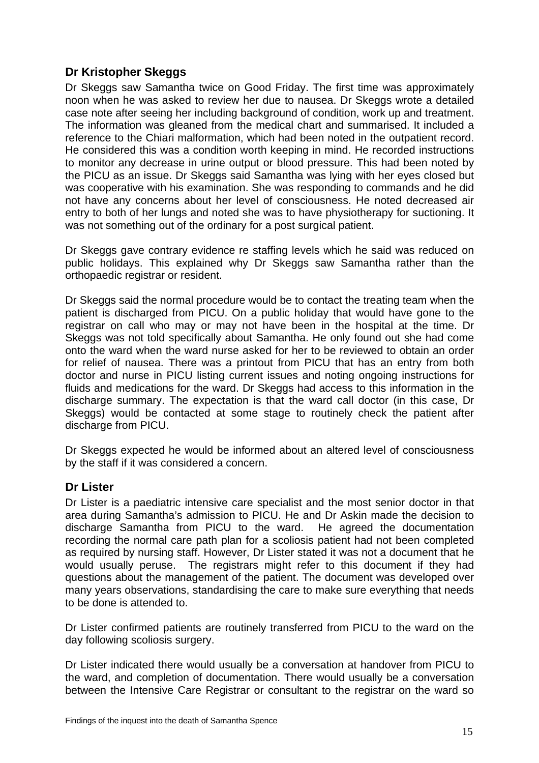## Dr Kristopher Skeggs

Dr Skeggs saw Samantha twice on Good Friday. The first time was approximately noon when he was asked to review her due to nausea. Dr Skeggs wrote a detailed case note after seeing her including background of condition, work up and treatment. The information was gleaned from the medical chart and summarised. It included a reference to the Chiari malformation, which had been noted in the outpatient record. He considered this was a condition worth keeping in mind. He recorded instructions to monitor any decrease in urine output or blood pressure. This had been noted by the PICU as an issue. Dr Skeggs said Samantha was lying with her eyes closed but was cooperative with his examination. She was responding to commands and he did not have any concerns about her level of consciousness. He noted decreased air entry to both of her lungs and noted she was to have physiotherapy for suctioning. It was not something out of the ordinary for a post surgical patient.

Dr Skeggs gave contrary evidence re staffing levels which he said was reduced on public holidays. This explained why Dr Skeggs saw Samantha rather than the orthopaedic registrar or resident.

Dr Skeggs said the normal procedure would be to contact the treating team when the patient is discharged from PICU. On a public holiday that would have gone to the registrar on call who may or may not have been in the hospital at the time. Dr Skeggs was not told specifically about Samantha. He only found out she had come onto the ward when the ward nurse asked for her to be reviewed to obtain an order for relief of nausea. There was a printout from PICU that has an entry from both doctor and nurse in PICU listing current issues and noting ongoing instructions for fluids and medications for the ward. Dr Skeggs had access to this information in the discharge summary. The expectation is that the ward call doctor (in this case, Dr Skeggs) would be contacted at some stage to routinely check the patient after discharge from PICU.

Dr Skeggs expected he would be informed about an altered level of consciousness by the staff if it was considered a concern.

## Dr Lister

Dr Lister is a paediatric intensive care specialist and the most senior doctor in that area during Samantha's admission to PICU. He and Dr Askin made the decision to discharge Samantha from PICU to the ward. He agreed the documentation recording the normal care path plan for a scoliosis patient had not been completed as required by nursing staff. However, Dr Lister stated it was not a document that he would usually peruse. The registrars might refer to this document if they had questions about the management of the patient. The document was developed over many years observations, standardising the care to make sure everything that needs to be done is attended to.

Dr Lister confirmed patients are routinely transferred from PICU to the ward on the day following scoliosis surgery.

Dr Lister indicated there would usually be a conversation at handover from PICU to the ward, and completion of documentation. There would usually be a conversation between the Intensive Care Registrar or consultant to the registrar on the ward so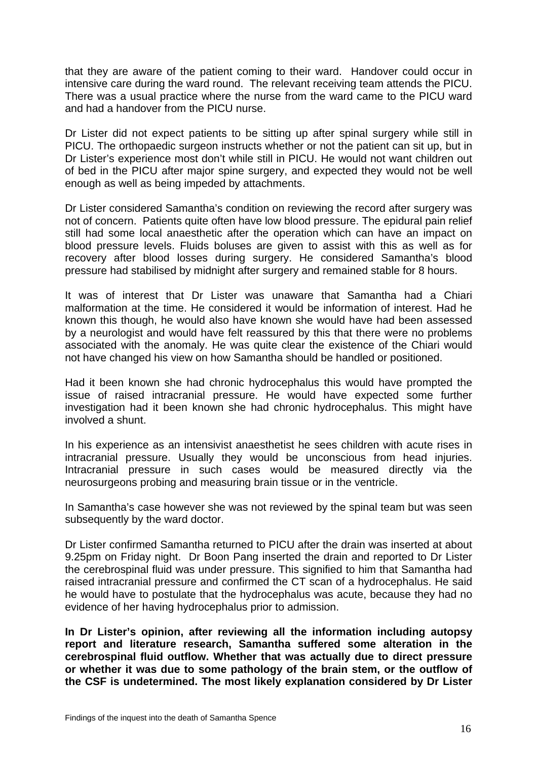that they are aware of the patient coming to their ward. Handover could occur in intensive care during the ward round. The relevant receiving team attends the PICU. There was a usual practice where the nurse from the ward came to the PICU ward and had a handover from the PICU nurse.

Dr Lister did not expect patients to be sitting up after spinal surgery while still in PICU. The orthopaedic surgeon instructs whether or not the patient can sit up, but in Dr Lister's experience most don't while still in PICU. He would not want children out of bed in the PICU after major spine surgery, and expected they would not be well enough as well as being impeded by attachments.

Dr Lister considered Samantha's condition on reviewing the record after surgery was not of concern. Patients quite often have low blood pressure. The epidural pain relief still had some local anaesthetic after the operation which can have an impact on blood pressure levels. Fluids boluses are given to assist with this as well as for recovery after blood losses during surgery. He considered Samantha's blood pressure had stabilised by midnight after surgery and remained stable for 8 hours.

It was of interest that Dr Lister was unaware that Samantha had a Chiari malformation at the time. He considered it would be information of interest. Had he known this though, he would also have known she would have had been assessed by a neurologist and would have felt reassured by this that there were no problems associated with the anomaly. He was quite clear the existence of the Chiari would not have changed his view on how Samantha should be handled or positioned.

Had it been known she had chronic hydrocephalus this would have prompted the issue of raised intracranial pressure. He would have expected some further investigation had it been known she had chronic hydrocephalus. This might have involved a shunt.

In his experience as an intensivist anaesthetist he sees children with acute rises in intracranial pressure. Usually they would be unconscious from head injuries. Intracranial pressure in such cases would be measured directly via the neurosurgeons probing and measuring brain tissue or in the ventricle.

In Samantha's case however she was not reviewed by the spinal team but was seen subsequently by the ward doctor.

Dr Lister confirmed Samantha returned to PICU after the drain was inserted at about 9.25pm on Friday night. Dr Boon Pang inserted the drain and reported to Dr Lister the cerebrospinal fluid was under pressure. This signified to him that Samantha had raised intracranial pressure and confirmed the CT scan of a hydrocephalus. He said he would have to postulate that the hydrocephalus was acute, because they had no evidence of her having hydrocephalus prior to admission.

**In Dr Lister's opinion, after reviewing all the information including autopsy report and literature research, Samantha suffered some alteration in the cerebrospinal fluid outflow. Whether that was actually due to direct pressure or whether it was due to some pathology of the brain stem, or the outflow of the CSF is undetermined. The most likely explanation considered by Dr Lister**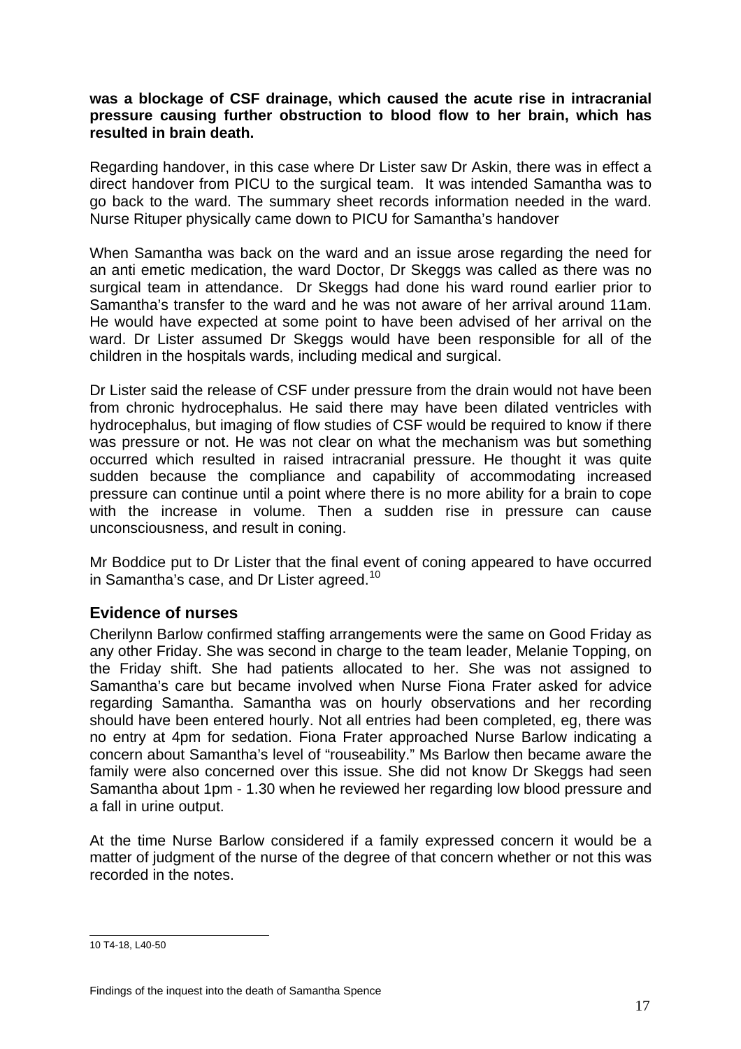**was a blockage of CSF drainage, which caused the acute rise in intracranial pressure causing further obstruction to blood flow to her brain, which has resulted in brain death.**

Regarding handover, in this case where Dr Lister saw Dr Askin, there was in effect a direct handover from PICU to the surgical team. It was intended Samantha was to go back to the ward. The summary sheet records information needed in the ward. Nurse Rituper physically came down to PICU for Samantha's handover

When Samantha was back on the ward and an issue arose regarding the need for an anti emetic medication, the ward Doctor, Dr Skeggs was called as there was no surgical team in attendance. Dr Skeggs had done his ward round earlier prior to Samantha's transfer to the ward and he was not aware of her arrival around 11am. He would have expected at some point to have been advised of her arrival on the ward. Dr Lister assumed Dr Skeggs would have been responsible for all of the children in the hospitals wards, including medical and surgical.

Dr Lister said the release of CSF under pressure from the drain would not have been from chronic hydrocephalus. He said there may have been dilated ventricles with hydrocephalus, but imaging of flow studies of CSF would be required to know if there was pressure or not. He was not clear on what the mechanism was but something occurred which resulted in raised intracranial pressure. He thought it was quite sudden because the compliance and capability of accommodating increased pressure can continue until a point where there is no more ability for a brain to cope with the increase in volume. Then a sudden rise in pressure can cause unconsciousness, and result in coning.

Mr Boddice put to Dr Lister that the final event of coning appeared to have occurred in Samantha's case, and Dr Lister agreed.[10]

## Evidence of nurses

Cherilynn Barlow confirmed staffing arrangements were the same on Good Friday as any other Friday. She was second in charge to the team leader, Melanie Topping, on the Friday shift. She had patients allocated to her. She was not assigned to Samantha's care but became involved when Nurse Fiona Frater asked for advice regarding Samantha. Samantha was on hourly observations and her recording should have been entered hourly. Not all entries had been completed, eg, there was no entry at 4pm for sedation. Fiona Frater approached Nurse Barlow indicating a concern about Samantha's level of "rouseability." Ms Barlow then became aware the family were also concerned over this issue. She did not know Dr Skeggs had seen Samantha about 1pm - 1.30 when he reviewed her regarding low blood pressure and a fall in urine output.

At the time Nurse Barlow considered if a family expressed concern it would be a matter of judgment of the nurse of the degree of that concern whether or not this was recorded in the notes.

---

10 T4-18, L40-50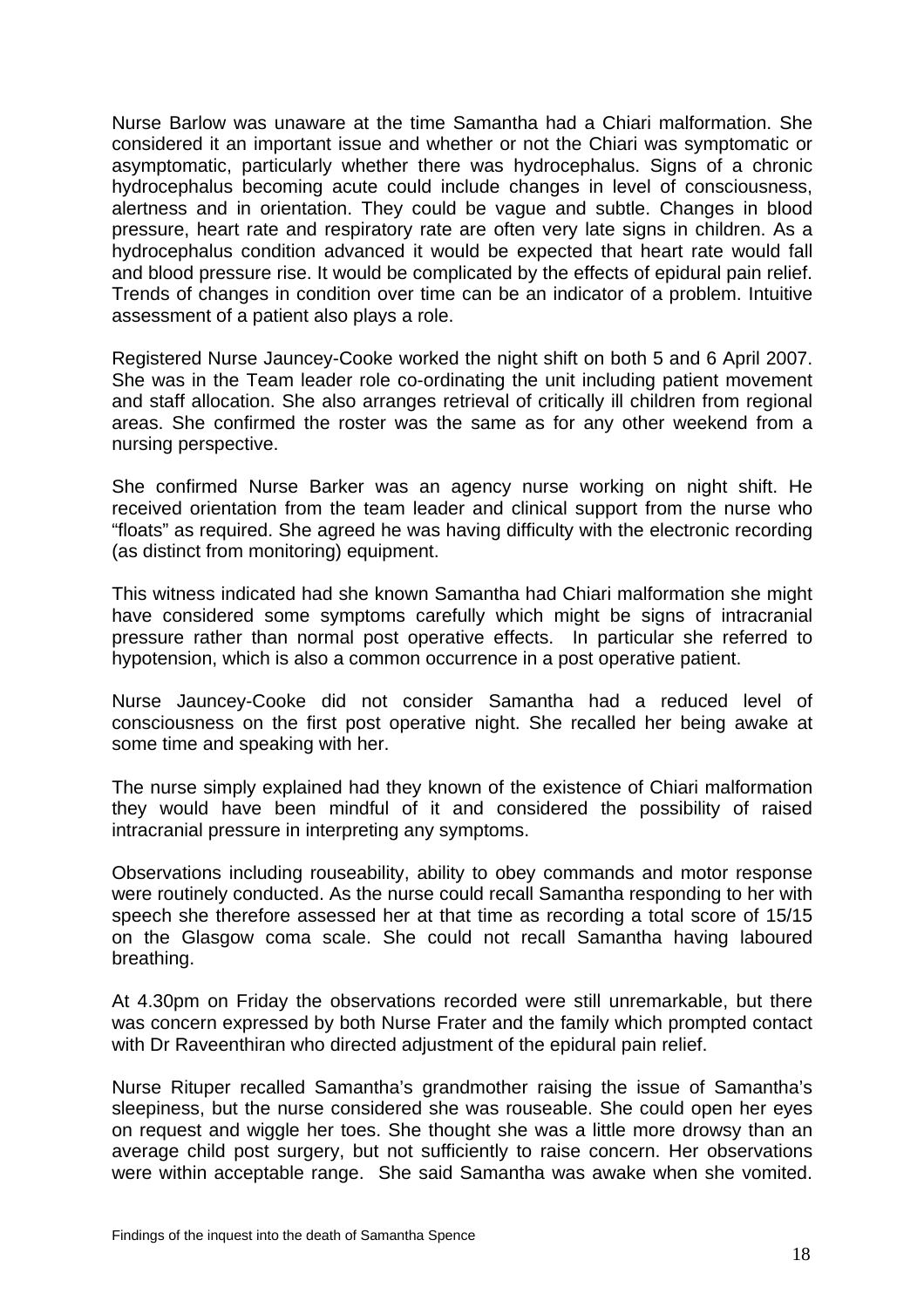Nurse Barlow was unaware at the time Samantha had a Chiari malformation. She considered it an important issue and whether or not the Chiari was symptomatic or asymptomatic, particularly whether there was hydrocephalus. Signs of a chronic hydrocephalus becoming acute could include changes in level of consciousness, alertness and in orientation. They could be vague and subtle. Changes in blood pressure, heart rate and respiratory rate are often very late signs in children. As a hydrocephalus condition advanced it would be expected that heart rate would fall and blood pressure rise. It would be complicated by the effects of epidural pain relief. Trends of changes in condition over time can be an indicator of a problem. Intuitive assessment of a patient also plays a role.

Registered Nurse Jauncey-Cooke worked the night shift on both 5 and 6 April 2007. She was in the Team leader role co-ordinating the unit including patient movement and staff allocation. She also arranges retrieval of critically ill children from regional areas. She confirmed the roster was the same as for any other weekend from a nursing perspective.

She confirmed Nurse Barker was an agency nurse working on night shift. He received orientation from the team leader and clinical support from the nurse who "floats" as required. She agreed he was having difficulty with the electronic recording (as distinct from monitoring) equipment.

This witness indicated had she known Samantha had Chiari malformation she might have considered some symptoms carefully which might be signs of intracranial pressure rather than normal post operative effects. In particular she referred to hypotension, which is also a common occurrence in a post operative patient.

Nurse Jauncey-Cooke did not consider Samantha had a reduced level of consciousness on the first post operative night. She recalled her being awake at some time and speaking with her.

The nurse simply explained had they known of the existence of Chiari malformation they would have been mindful of it and considered the possibility of raised intracranial pressure in interpreting any symptoms.

Observations including rouseability, ability to obey commands and motor response were routinely conducted. As the nurse could recall Samantha responding to her with speech she therefore assessed her at that time as recording a total score of 15/15 on the Glasgow coma scale. She could not recall Samantha having laboured breathing.

At 4.30pm on Friday the observations recorded were still unremarkable, but there was concern expressed by both Nurse Frater and the family which prompted contact with Dr Raveenthiran who directed adjustment of the epidural pain relief.

Nurse Rituper recalled Samantha's grandmother raising the issue of Samantha's sleepiness, but the nurse considered she was rouseable. She could open her eyes on request and wiggle her toes. She thought she was a little more drowsy than an average child post surgery, but not sufficiently to raise concern. Her observations were within acceptable range. She said Samantha was awake when she vomited.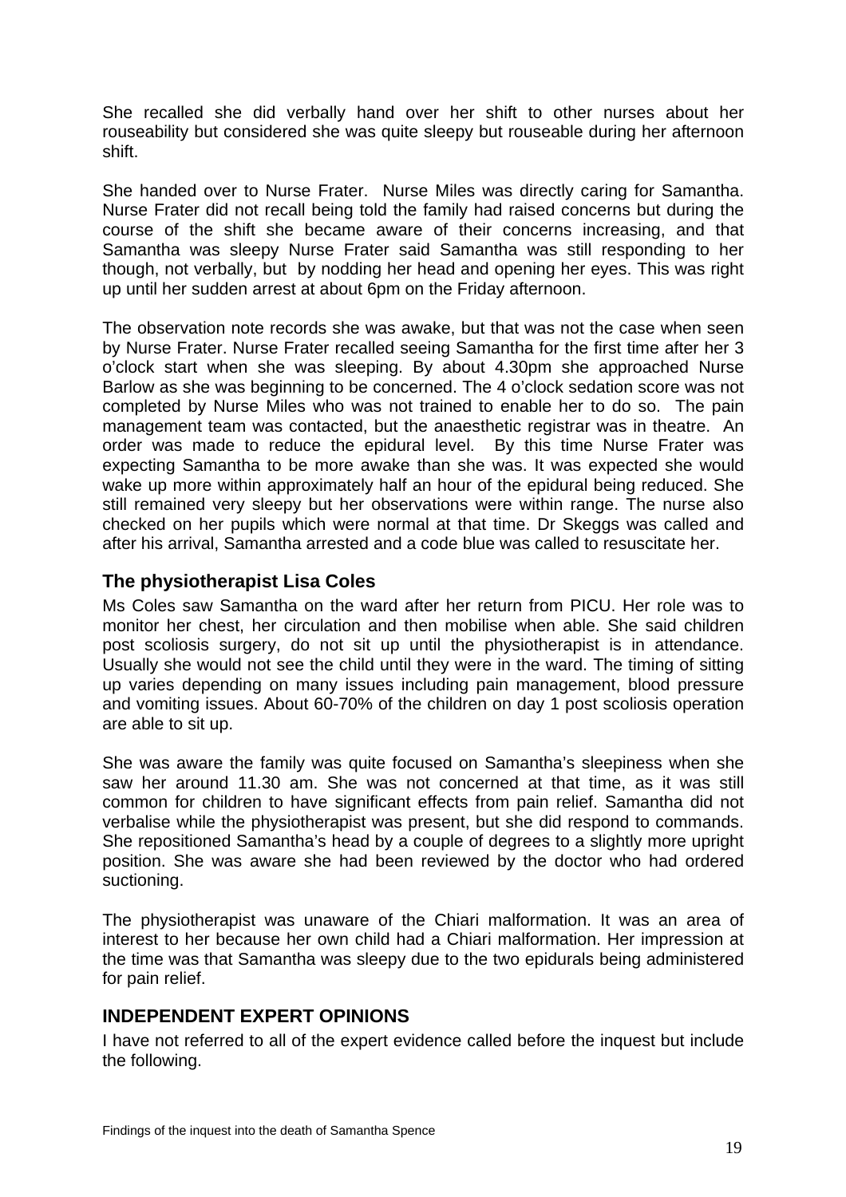She recalled she did verbally hand over her shift to other nurses about her rouseability but considered she was quite sleepy but rouseable during her afternoon shift.

She handed over to Nurse Frater. Nurse Miles was directly caring for Samantha. Nurse Frater did not recall being told the family had raised concerns but during the course of the shift she became aware of their concerns increasing, and that Samantha was sleepy Nurse Frater said Samantha was still responding to her though, not verbally, but by nodding her head and opening her eyes. This was right up until her sudden arrest at about 6pm on the Friday afternoon.

The observation note records she was awake, but that was not the case when seen by Nurse Frater. Nurse Frater recalled seeing Samantha for the first time after her 3 o'clock start when she was sleeping. By about 4.30pm she approached Nurse Barlow as she was beginning to be concerned. The 4 o'clock sedation score was not completed by Nurse Miles who was not trained to enable her to do so. The pain management team was contacted, but the anaesthetic registrar was in theatre. An order was made to reduce the epidural level. By this time Nurse Frater was expecting Samantha to be more awake than she was. It was expected she would wake up more within approximately half an hour of the epidural being reduced. She still remained very sleepy but her observations were within range. The nurse also checked on her pupils which were normal at that time. Dr Skeggs was called and after his arrival, Samantha arrested and a code blue was called to resuscitate her.

### The physiotherapist Lisa Coles

Ms Coles saw Samantha on the ward after her return from PICU. Her role was to monitor her chest, her circulation and then mobilise when able. She said children post scoliosis surgery, do not sit up until the physiotherapist is in attendance. Usually she would not see the child until they were in the ward. The timing of sitting up varies depending on many issues including pain management, blood pressure and vomiting issues. About 60-70% of the children on day 1 post scoliosis operation are able to sit up.

She was aware the family was quite focused on Samantha's sleepiness when she saw her around 11.30 am. She was not concerned at that time, as it was still common for children to have significant effects from pain relief. Samantha did not verbalise while the physiotherapist was present, but she did respond to commands. She repositioned Samantha's head by a couple of degrees to a slightly more upright position. She was aware she had been reviewed by the doctor who had ordered suctioning.

The physiotherapist was unaware of the Chiari malformation. It was an area of interest to her because her own child had a Chiari malformation. Her impression at the time was that Samantha was sleepy due to the two epidurals being administered for pain relief.

## INDEPENDENT EXPERT OPINIONS

I have not referred to all of the expert evidence called before the inquest but include the following.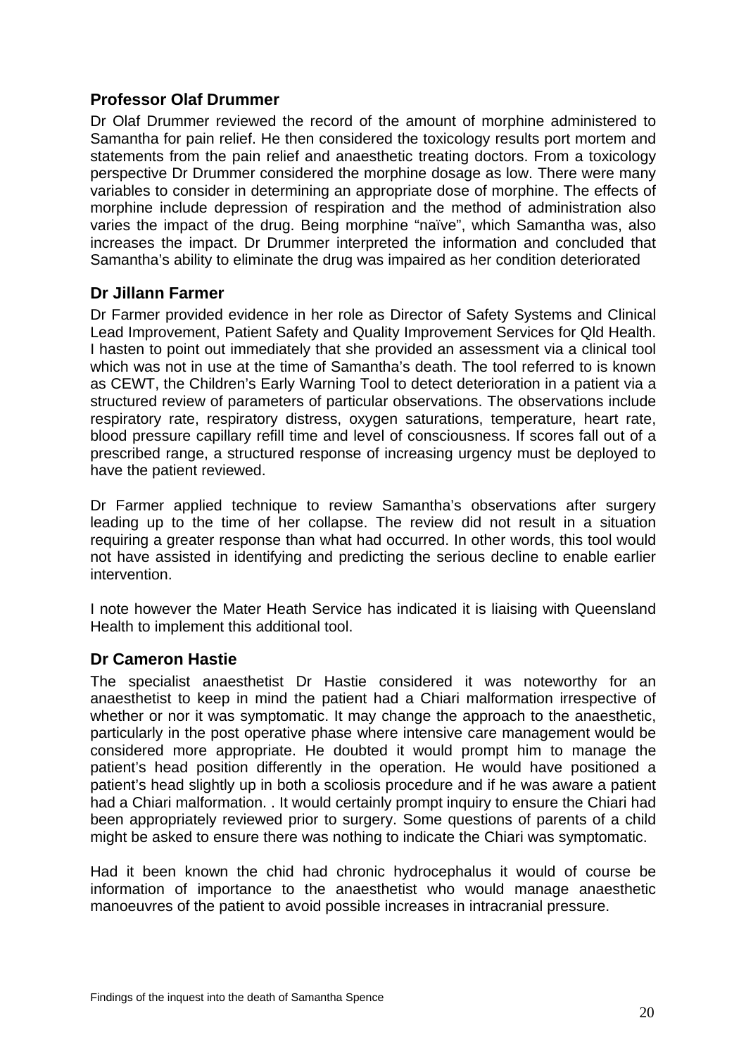### Professor Olaf Drummer

Dr Olaf Drummer reviewed the record of the amount of morphine administered to Samantha for pain relief. He then considered the toxicology results port mortem and statements from the pain relief and anaesthetic treating doctors. From a toxicology perspective Dr Drummer considered the morphine dosage as low. There were many variables to consider in determining an appropriate dose of morphine. The effects of morphine include depression of respiration and the method of administration also varies the impact of the drug. Being morphine "naïve", which Samantha was, also increases the impact. Dr Drummer interpreted the information and concluded that Samantha's ability to eliminate the drug was impaired as her condition deteriorated

### Dr Jillann Farmer

Dr Farmer provided evidence in her role as Director of Safety Systems and Clinical Lead Improvement, Patient Safety and Quality Improvement Services for Qld Health. I hasten to point out immediately that she provided an assessment via a clinical tool which was not in use at the time of Samantha's death. The tool referred to is known as CEWT, the Children's Early Warning Tool to detect deterioration in a patient via a structured review of parameters of particular observations. The observations include respiratory rate, respiratory distress, oxygen saturations, temperature, heart rate, blood pressure capillary refill time and level of consciousness. If scores fall out of a prescribed range, a structured response of increasing urgency must be deployed to have the patient reviewed.

Dr Farmer applied technique to review Samantha's observations after surgery leading up to the time of her collapse. The review did not result in a situation requiring a greater response than what had occurred. In other words, this tool would not have assisted in identifying and predicting the serious decline to enable earlier intervention.

I note however the Mater Heath Service has indicated it is liaising with Queensland Health to implement this additional tool.

### Dr Cameron Hastie

The specialist anaesthetist Dr Hastie considered it was noteworthy for an anaesthetist to keep in mind the patient had a Chiari malformation irrespective of whether or nor it was symptomatic. It may change the approach to the anaesthetic, particularly in the post operative phase where intensive care management would be considered more appropriate. He doubted it would prompt him to manage the patient's head position differently in the operation. He would have positioned a patient's head slightly up in both a scoliosis procedure and if he was aware a patient had a Chiari malformation. . It would certainly prompt inquiry to ensure the Chiari had been appropriately reviewed prior to surgery. Some questions of parents of a child might be asked to ensure there was nothing to indicate the Chiari was symptomatic.

Had it been known the chid had chronic hydrocephalus it would of course be information of importance to the anaesthetist who would manage anaesthetic manoeuvres of the patient to avoid possible increases in intracranial pressure.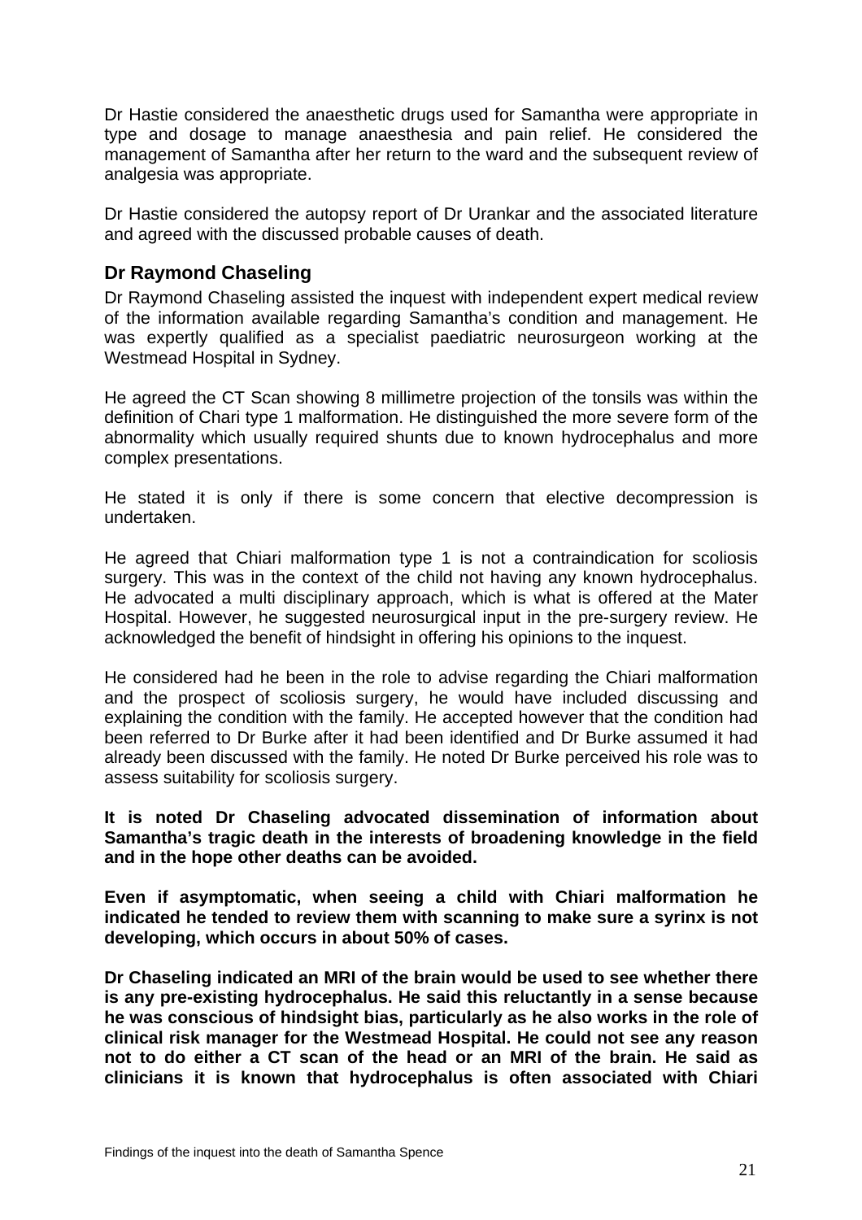Dr Hastie considered the anaesthetic drugs used for Samantha were appropriate in type and dosage to manage anaesthesia and pain relief. He considered the management of Samantha after her return to the ward and the subsequent review of analgesia was appropriate.

Dr Hastie considered the autopsy report of Dr Urankar and the associated literature and agreed with the discussed probable causes of death.

### Dr Raymond Chaseling

Dr Raymond Chaseling assisted the inquest with independent expert medical review of the information available regarding Samantha's condition and management. He was expertly qualified as a specialist paediatric neurosurgeon working at the Westmead Hospital in Sydney.

He agreed the CT Scan showing 8 millimetre projection of the tonsils was within the definition of Chari type 1 malformation. He distinguished the more severe form of the abnormality which usually required shunts due to known hydrocephalus and more complex presentations.

He stated it is only if there is some concern that elective decompression is undertaken.

He agreed that Chiari malformation type 1 is not a contraindication for scoliosis surgery. This was in the context of the child not having any known hydrocephalus. He advocated a multi disciplinary approach, which is what is offered at the Mater Hospital. However, he suggested neurosurgical input in the pre-surgery review. He acknowledged the benefit of hindsight in offering his opinions to the inquest.

He considered had he been in the role to advise regarding the Chiari malformation and the prospect of scoliosis surgery, he would have included discussing and explaining the condition with the family. He accepted however that the condition had been referred to Dr Burke after it had been identified and Dr Burke assumed it had already been discussed with the family. He noted Dr Burke perceived his role was to assess suitability for scoliosis surgery.

**It is noted Dr Chaseling advocated dissemination of information about Samantha's tragic death in the interests of broadening knowledge in the field and in the hope other deaths can be avoided.**

**Even if asymptomatic, when seeing a child with Chiari malformation he indicated he tended to review them with scanning to make sure a syrinx is not developing, which occurs in about 50% of cases.**

**Dr Chaseling indicated an MRI of the brain would be used to see whether there is any pre-existing hydrocephalus. He said this reluctantly in a sense because he was conscious of hindsight bias, particularly as he also works in the role of clinical risk manager for the Westmead Hospital. He could not see any reason not to do either a CT scan of the head or an MRI of the brain. He said as clinicians it is known that hydrocephalus is often associated with Chiari**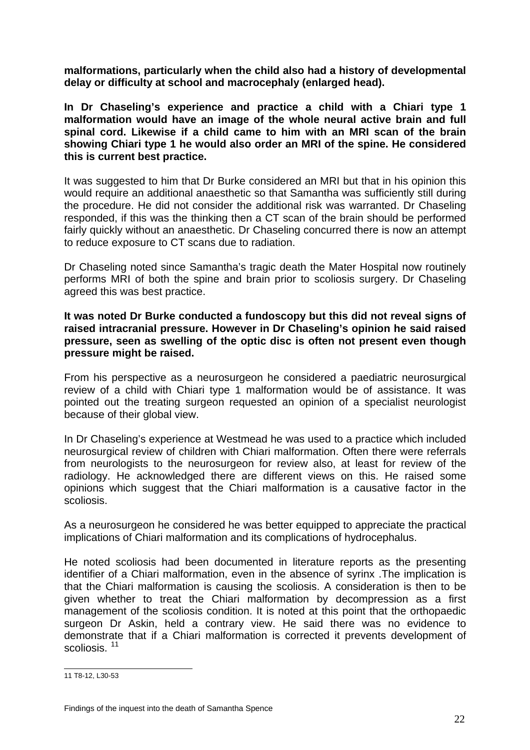**malformations, particularly when the child also had a history of developmental delay or difficulty at school and macrocephaly (enlarged head).**

**In Dr Chaseling's experience and practice a child with a Chiari type 1 malformation would have an image of the whole neural active brain and full spinal cord. Likewise if a child came to him with an MRI scan of the brain showing Chiari type 1 he would also order an MRI of the spine. He considered this is current best practice.**

It was suggested to him that Dr Burke considered an MRI but that in his opinion this would require an additional anaesthetic so that Samantha was sufficiently still during the procedure. He did not consider the additional risk was warranted. Dr Chaseling responded, if this was the thinking then a CT scan of the brain should be performed fairly quickly without an anaesthetic. Dr Chaseling concurred there is now an attempt to reduce exposure to CT scans due to radiation.

Dr Chaseling noted since Samantha's tragic death the Mater Hospital now routinely performs MRI of both the spine and brain prior to scoliosis surgery. Dr Chaseling agreed this was best practice.

**It was noted Dr Burke conducted a fundoscopy but this did not reveal signs of raised intracranial pressure. However in Dr Chaseling's opinion he said raised pressure, seen as swelling of the optic disc is often not present even though pressure might be raised.**

From his perspective as a neurosurgeon he considered a paediatric neurosurgical review of a child with Chiari type 1 malformation would be of assistance. It was pointed out the treating surgeon requested an opinion of a specialist neurologist because of their global view.

In Dr Chaseling's experience at Westmead he was used to a practice which included neurosurgical review of children with Chiari malformation. Often there were referrals from neurologists to the neurosurgeon for review also, at least for review of the radiology. He acknowledged there are different views on this. He raised some opinions which suggest that the Chiari malformation is a causative factor in the scoliosis.

As a neurosurgeon he considered he was better equipped to appreciate the practical implications of Chiari malformation and its complications of hydrocephalus.

He noted scoliosis had been documented in literature reports as the presenting identifier of a Chiari malformation, even in the absence of syrinx .The implication is that the Chiari malformation is causing the scoliosis. A consideration is then to be given whether to treat the Chiari malformation by decompression as a first management of the scoliosis condition. It is noted at this point that the orthopaedic surgeon Dr Askin, held a contrary view. He said there was no evidence to demonstrate that if a Chiari malformation is corrected it prevents development of scoliosis. [11]

---

11 T8-12, L30-53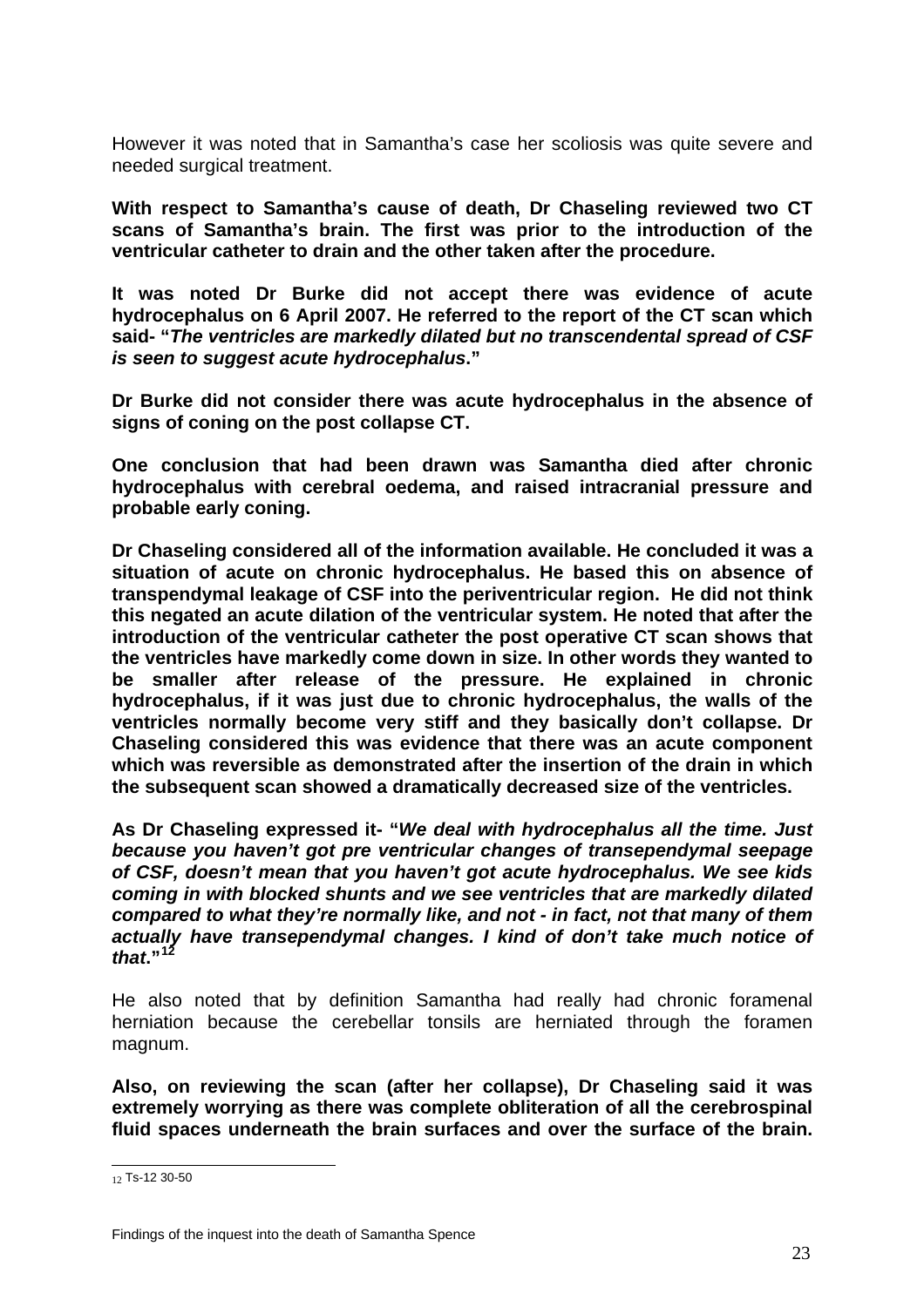However it was noted that in Samantha's case her scoliosis was quite severe and needed surgical treatment.

**With respect to Samantha's cause of death, Dr Chaseling reviewed two CT scans of Samantha's brain. The first was prior to the introduction of the ventricular catheter to drain and the other taken after the procedure.**

**It was noted Dr Burke did not accept there was evidence of acute hydrocephalus on 6 April 2007. He referred to the report of the CT scan which said- "*The ventricles are markedly dilated but no transcendental spread of CSF is seen to suggest acute hydrocephalus*."**

**Dr Burke did not consider there was acute hydrocephalus in the absence of signs of coning on the post collapse CT.**

**One conclusion that had been drawn was Samantha died after chronic hydrocephalus with cerebral oedema, and raised intracranial pressure and probable early coning.**

**Dr Chaseling considered all of the information available. He concluded it was a situation of acute on chronic hydrocephalus. He based this on absence of transpendymal leakage of CSF into the periventricular region. He did not think this negated an acute dilation of the ventricular system. He noted that after the introduction of the ventricular catheter the post operative CT scan shows that the ventricles have markedly come down in size. In other words they wanted to be smaller after release of the pressure. He explained in chronic hydrocephalus, if it was just due to chronic hydrocephalus, the walls of the ventricles normally become very stiff and they basically don't collapse. Dr Chaseling considered this was evidence that there was an acute component which was reversible as demonstrated after the insertion of the drain in which the subsequent scan showed a dramatically decreased size of the ventricles.**

**As Dr Chaseling expressed it- "*We deal with hydrocephalus all the time. Just because you haven't got pre ventricular changes of transependymal seepage of CSF, doesn't mean that you haven't got acute hydrocephalus. We see kids coming in with blocked shunts and we see ventricles that are markedly dilated compared to what they're normally like, and not - in fact, not that many of them actually have transependymal changes. I kind of don't take much notice of that*."[12]**

He also noted that by definition Samantha had really had chronic foramenal herniation because the cerebellar tonsils are herniated through the foramen magnum.

**Also, on reviewing the scan (after her collapse), Dr Chaseling said it was extremely worrying as there was complete obliteration of all the cerebrospinal fluid spaces underneath the brain surfaces and over the surface of the brain.**

---

[12] Ts-12 30-50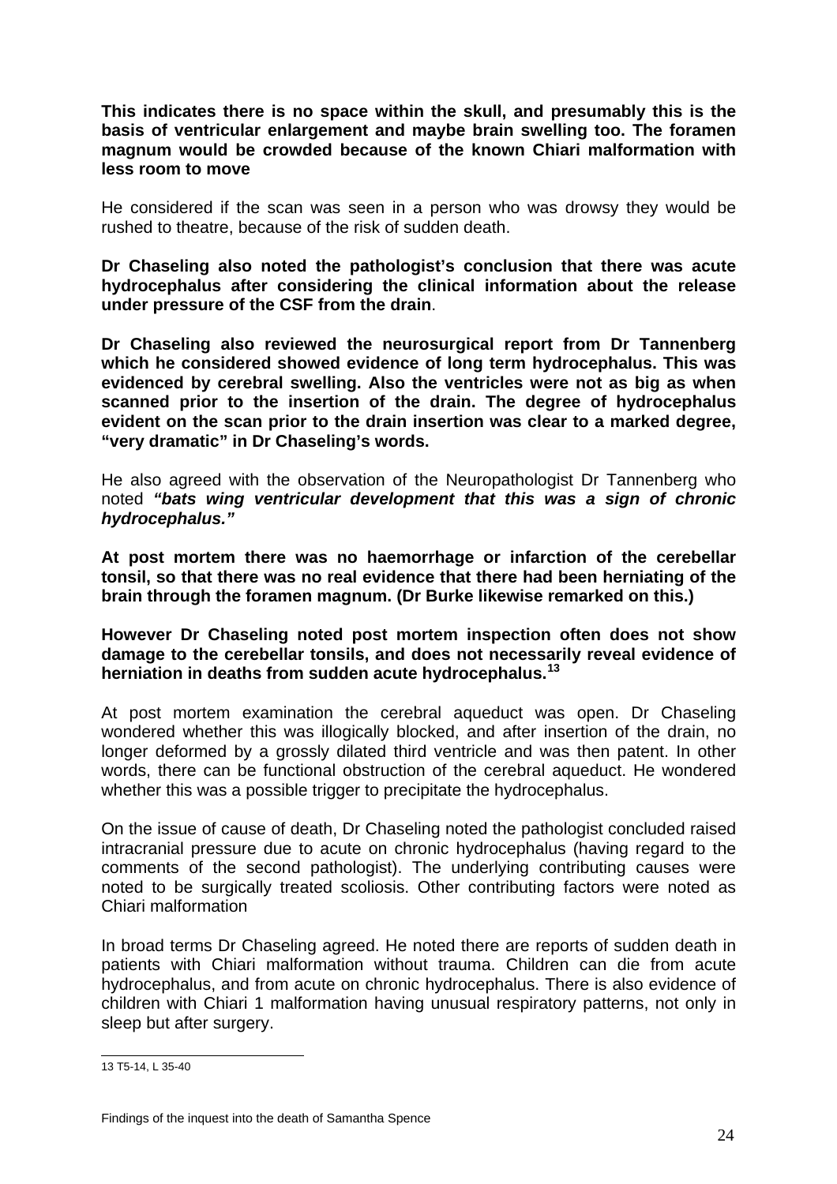**This indicates there is no space within the skull, and presumably this is the basis of ventricular enlargement and maybe brain swelling too. The foramen magnum would be crowded because of the known Chiari malformation with less room to move**

He considered if the scan was seen in a person who was drowsy they would be rushed to theatre, because of the risk of sudden death.

**Dr Chaseling also noted the pathologist's conclusion that there was acute hydrocephalus after considering the clinical information about the release under pressure of the CSF from the drain**.

**Dr Chaseling also reviewed the neurosurgical report from Dr Tannenberg which he considered showed evidence of long term hydrocephalus. This was evidenced by cerebral swelling. Also the ventricles were not as big as when scanned prior to the insertion of the drain. The degree of hydrocephalus evident on the scan prior to the drain insertion was clear to a marked degree, "very dramatic" in Dr Chaseling's words.**

He also agreed with the observation of the Neuropathologist Dr Tannenberg who noted ***"bats wing ventricular development that this was a sign of chronic hydrocephalus."***

**At post mortem there was no haemorrhage or infarction of the cerebellar tonsil, so that there was no real evidence that there had been herniating of the brain through the foramen magnum. (Dr Burke likewise remarked on this.)**

**However Dr Chaseling noted post mortem inspection often does not show damage to the cerebellar tonsils, and does not necessarily reveal evidence of herniation in deaths from sudden acute hydrocephalus.[13]**

At post mortem examination the cerebral aqueduct was open. Dr Chaseling wondered whether this was illogically blocked, and after insertion of the drain, no longer deformed by a grossly dilated third ventricle and was then patent. In other words, there can be functional obstruction of the cerebral aqueduct. He wondered whether this was a possible trigger to precipitate the hydrocephalus.

On the issue of cause of death, Dr Chaseling noted the pathologist concluded raised intracranial pressure due to acute on chronic hydrocephalus (having regard to the comments of the second pathologist). The underlying contributing causes were noted to be surgically treated scoliosis. Other contributing factors were noted as Chiari malformation

In broad terms Dr Chaseling agreed. He noted there are reports of sudden death in patients with Chiari malformation without trauma. Children can die from acute hydrocephalus, and from acute on chronic hydrocephalus. There is also evidence of children with Chiari 1 malformation having unusual respiratory patterns, not only in sleep but after surgery.

---

13 T5-14, L 35-40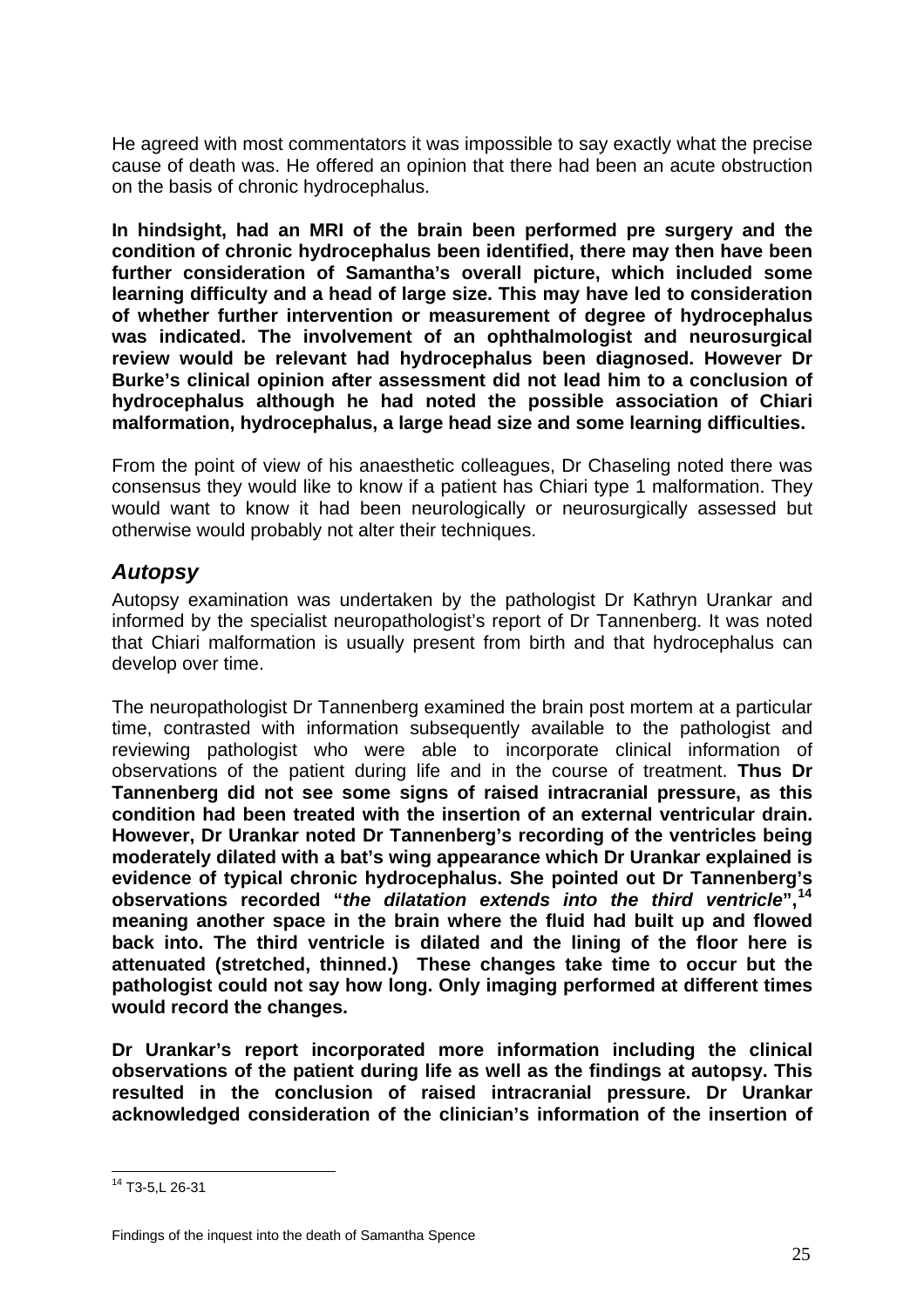He agreed with most commentators it was impossible to say exactly what the precise cause of death was. He offered an opinion that there had been an acute obstruction on the basis of chronic hydrocephalus.

**In hindsight, had an MRI of the brain been performed pre surgery and the condition of chronic hydrocephalus been identified, there may then have been further consideration of Samantha's overall picture, which included some learning difficulty and a head of large size. This may have led to consideration of whether further intervention or measurement of degree of hydrocephalus was indicated. The involvement of an ophthalmologist and neurosurgical review would be relevant had hydrocephalus been diagnosed. However Dr Burke's clinical opinion after assessment did not lead him to a conclusion of hydrocephalus although he had noted the possible association of Chiari malformation, hydrocephalus, a large head size and some learning difficulties.**

From the point of view of his anaesthetic colleagues, Dr Chaseling noted there was consensus they would like to know if a patient has Chiari type 1 malformation. They would want to know it had been neurologically or neurosurgically assessed but otherwise would probably not alter their techniques.

## *Autopsy*

Autopsy examination was undertaken by the pathologist Dr Kathryn Urankar and informed by the specialist neuropathologist's report of Dr Tannenberg. It was noted that Chiari malformation is usually present from birth and that hydrocephalus can develop over time.

The neuropathologist Dr Tannenberg examined the brain post mortem at a particular time, contrasted with information subsequently available to the pathologist and reviewing pathologist who were able to incorporate clinical information of observations of the patient during life and in the course of treatment. **Thus Dr Tannenberg did not see some signs of raised intracranial pressure, as this condition had been treated with the insertion of an external ventricular drain. However, Dr Urankar noted Dr Tannenberg's recording of the ventricles being moderately dilated with a bat's wing appearance which Dr Urankar explained is evidence of typical chronic hydrocephalus. She pointed out Dr Tannenberg's observations recorded "*the dilatation extends into the third ventricle*",[14] meaning another space in the brain where the fluid had built up and flowed back into. The third ventricle is dilated and the lining of the floor here is attenuated (stretched, thinned.) These changes take time to occur but the pathologist could not say how long. Only imaging performed at different times would record the changes.**

**Dr Urankar's report incorporated more information including the clinical observations of the patient during life as well as the findings at autopsy. This resulted in the conclusion of raised intracranial pressure. Dr Urankar acknowledged consideration of the clinician's information of the insertion of**

[14] T3-5,L 26-31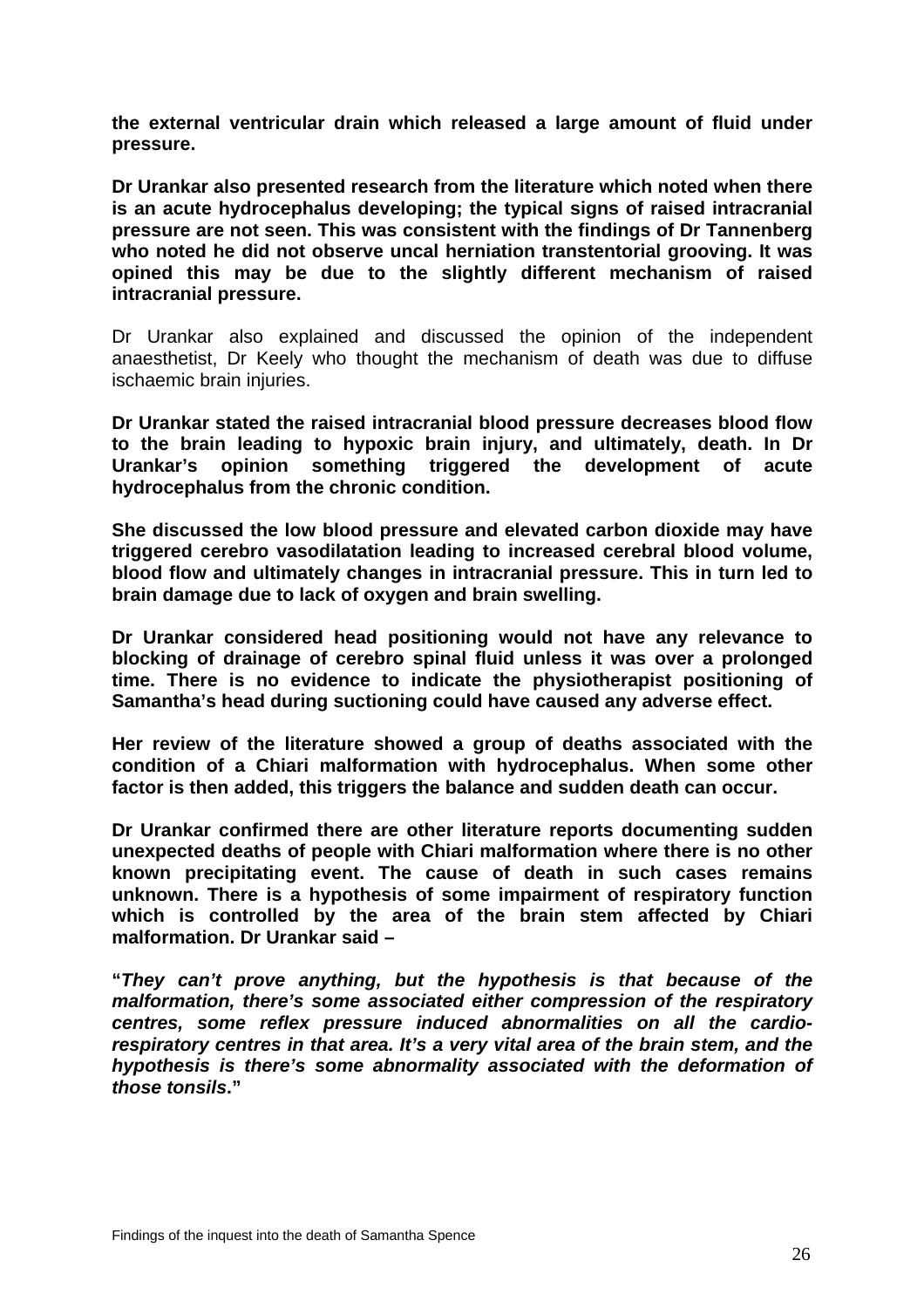**the external ventricular drain which released a large amount of fluid under pressure.**

**Dr Urankar also presented research from the literature which noted when there is an acute hydrocephalus developing; the typical signs of raised intracranial pressure are not seen. This was consistent with the findings of Dr Tannenberg who noted he did not observe uncal herniation transtentorial grooving. It was opined this may be due to the slightly different mechanism of raised intracranial pressure.**

Dr Urankar also explained and discussed the opinion of the independent anaesthetist, Dr Keely who thought the mechanism of death was due to diffuse ischaemic brain injuries.

**Dr Urankar stated the raised intracranial blood pressure decreases blood flow to the brain leading to hypoxic brain injury, and ultimately, death. In Dr Urankar's opinion something triggered the development of acute hydrocephalus from the chronic condition.**

**She discussed the low blood pressure and elevated carbon dioxide may have triggered cerebro vasodilatation leading to increased cerebral blood volume, blood flow and ultimately changes in intracranial pressure. This in turn led to brain damage due to lack of oxygen and brain swelling.**

**Dr Urankar considered head positioning would not have any relevance to blocking of drainage of cerebro spinal fluid unless it was over a prolonged time. There is no evidence to indicate the physiotherapist positioning of Samantha's head during suctioning could have caused any adverse effect.**

**Her review of the literature showed a group of deaths associated with the condition of a Chiari malformation with hydrocephalus. When some other factor is then added, this triggers the balance and sudden death can occur.**

**Dr Urankar confirmed there are other literature reports documenting sudden unexpected deaths of people with Chiari malformation where there is no other known precipitating event. The cause of death in such cases remains unknown. There is a hypothesis of some impairment of respiratory function which is controlled by the area of the brain stem affected by Chiari malformation. Dr Urankar said –**

**"*They can't prove anything, but the hypothesis is that because of the malformation, there's some associated either compression of the respiratory centres, some reflex pressure induced abnormalities on all the cardio-respiratory centres in that area. It's a very vital area of the brain stem, and the hypothesis is there's some abnormality associated with the deformation of those tonsils*."**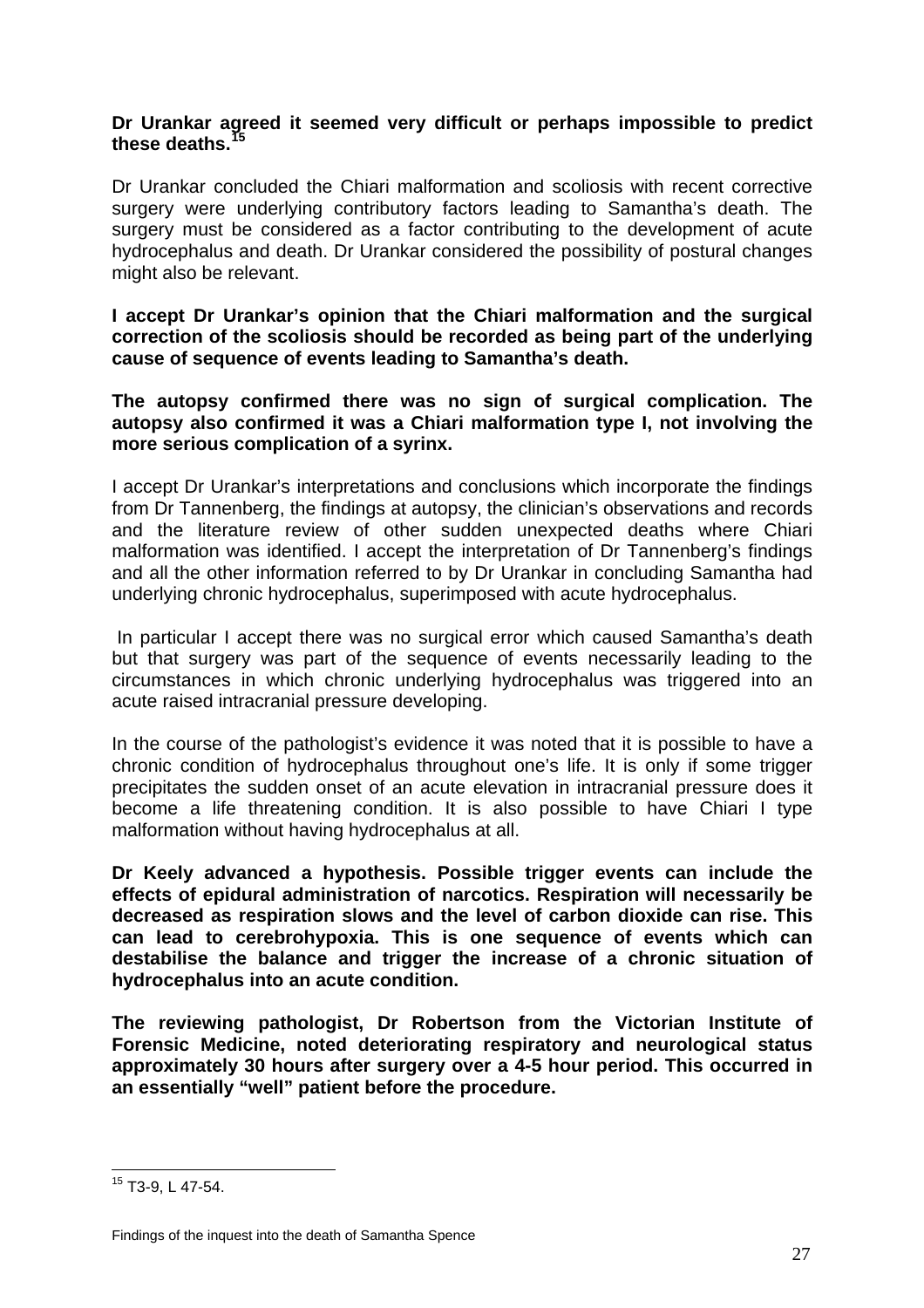**Dr Urankar agreed it seemed very difficult or perhaps impossible to predict these deaths.[15]**

Dr Urankar concluded the Chiari malformation and scoliosis with recent corrective surgery were underlying contributory factors leading to Samantha's death. The surgery must be considered as a factor contributing to the development of acute hydrocephalus and death. Dr Urankar considered the possibility of postural changes might also be relevant.

**I accept Dr Urankar's opinion that the Chiari malformation and the surgical correction of the scoliosis should be recorded as being part of the underlying cause of sequence of events leading to Samantha's death.**

**The autopsy confirmed there was no sign of surgical complication. The autopsy also confirmed it was a Chiari malformation type I, not involving the more serious complication of a syrinx.**

I accept Dr Urankar's interpretations and conclusions which incorporate the findings from Dr Tannenberg, the findings at autopsy, the clinician's observations and records and the literature review of other sudden unexpected deaths where Chiari malformation was identified. I accept the interpretation of Dr Tannenberg's findings and all the other information referred to by Dr Urankar in concluding Samantha had underlying chronic hydrocephalus, superimposed with acute hydrocephalus.

In particular I accept there was no surgical error which caused Samantha's death but that surgery was part of the sequence of events necessarily leading to the circumstances in which chronic underlying hydrocephalus was triggered into an acute raised intracranial pressure developing.

In the course of the pathologist's evidence it was noted that it is possible to have a chronic condition of hydrocephalus throughout one's life. It is only if some trigger precipitates the sudden onset of an acute elevation in intracranial pressure does it become a life threatening condition. It is also possible to have Chiari I type malformation without having hydrocephalus at all.

**Dr Keely advanced a hypothesis. Possible trigger events can include the effects of epidural administration of narcotics. Respiration will necessarily be decreased as respiration slows and the level of carbon dioxide can rise. This can lead to cerebrohypoxia. This is one sequence of events which can destabilise the balance and trigger the increase of a chronic situation of hydrocephalus into an acute condition.**

**The reviewing pathologist, Dr Robertson from the Victorian Institute of Forensic Medicine, noted deteriorating respiratory and neurological status approximately 30 hours after surgery over a 4-5 hour period. This occurred in an essentially "well" patient before the procedure.**

[15] T3-9, L 47-54.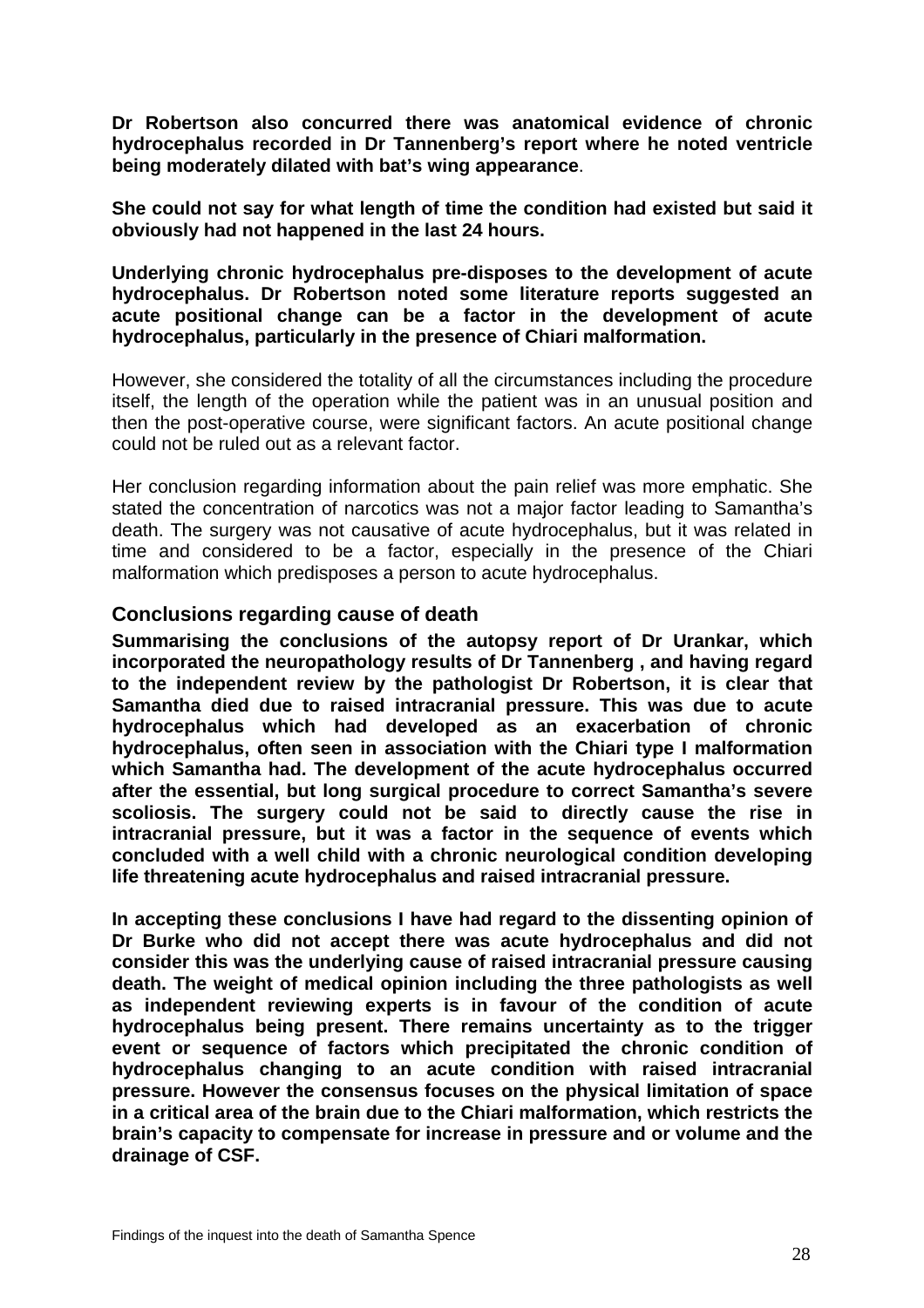**Dr Robertson also concurred there was anatomical evidence of chronic hydrocephalus recorded in Dr Tannenberg's report where he noted ventricle being moderately dilated with bat's wing appearance**.

**She could not say for what length of time the condition had existed but said it obviously had not happened in the last 24 hours.**

**Underlying chronic hydrocephalus pre-disposes to the development of acute hydrocephalus. Dr Robertson noted some literature reports suggested an acute positional change can be a factor in the development of acute hydrocephalus, particularly in the presence of Chiari malformation.**

However, she considered the totality of all the circumstances including the procedure itself, the length of the operation while the patient was in an unusual position and then the post-operative course, were significant factors. An acute positional change could not be ruled out as a relevant factor.

Her conclusion regarding information about the pain relief was more emphatic. She stated the concentration of narcotics was not a major factor leading to Samantha's death. The surgery was not causative of acute hydrocephalus, but it was related in time and considered to be a factor, especially in the presence of the Chiari malformation which predisposes a person to acute hydrocephalus.

## Conclusions regarding cause of death

**Summarising the conclusions of the autopsy report of Dr Urankar, which incorporated the neuropathology results of Dr Tannenberg , and having regard to the independent review by the pathologist Dr Robertson, it is clear that Samantha died due to raised intracranial pressure. This was due to acute hydrocephalus which had developed as an exacerbation of chronic hydrocephalus, often seen in association with the Chiari type I malformation which Samantha had. The development of the acute hydrocephalus occurred after the essential, but long surgical procedure to correct Samantha's severe scoliosis. The surgery could not be said to directly cause the rise in intracranial pressure, but it was a factor in the sequence of events which concluded with a well child with a chronic neurological condition developing life threatening acute hydrocephalus and raised intracranial pressure.**

**In accepting these conclusions I have had regard to the dissenting opinion of Dr Burke who did not accept there was acute hydrocephalus and did not consider this was the underlying cause of raised intracranial pressure causing death. The weight of medical opinion including the three pathologists as well as independent reviewing experts is in favour of the condition of acute hydrocephalus being present. There remains uncertainty as to the trigger event or sequence of factors which precipitated the chronic condition of hydrocephalus changing to an acute condition with raised intracranial pressure. However the consensus focuses on the physical limitation of space in a critical area of the brain due to the Chiari malformation, which restricts the brain's capacity to compensate for increase in pressure and or volume and the drainage of CSF.**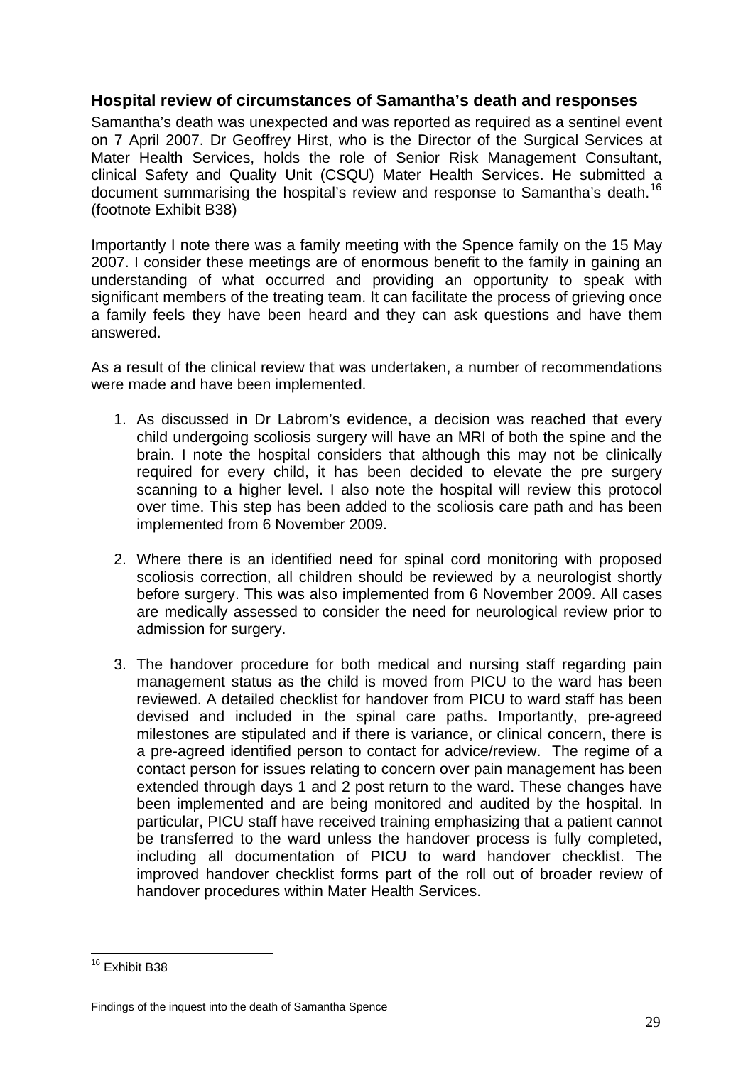## Hospital review of circumstances of Samantha's death and responses

Samantha's death was unexpected and was reported as required as a sentinel event on 7 April 2007. Dr Geoffrey Hirst, who is the Director of the Surgical Services at Mater Health Services, holds the role of Senior Risk Management Consultant, clinical Safety and Quality Unit (CSQU) Mater Health Services. He submitted a document summarising the hospital's review and response to Samantha's death.[16] (footnote Exhibit B38)

Importantly I note there was a family meeting with the Spence family on the 15 May 2007. I consider these meetings are of enormous benefit to the family in gaining an understanding of what occurred and providing an opportunity to speak with significant members of the treating team. It can facilitate the process of grieving once a family feels they have been heard and they can ask questions and have them answered.

As a result of the clinical review that was undertaken, a number of recommendations were made and have been implemented.

1. As discussed in Dr Labrom's evidence, a decision was reached that every child undergoing scoliosis surgery will have an MRI of both the spine and the brain. I note the hospital considers that although this may not be clinically required for every child, it has been decided to elevate the pre surgery scanning to a higher level. I also note the hospital will review this protocol over time. This step has been added to the scoliosis care path and has been implemented from 6 November 2009.

2. Where there is an identified need for spinal cord monitoring with proposed scoliosis correction, all children should be reviewed by a neurologist shortly before surgery. This was also implemented from 6 November 2009. All cases are medically assessed to consider the need for neurological review prior to admission for surgery.

3. The handover procedure for both medical and nursing staff regarding pain management status as the child is moved from PICU to the ward has been reviewed. A detailed checklist for handover from PICU to ward staff has been devised and included in the spinal care paths. Importantly, pre-agreed milestones are stipulated and if there is variance, or clinical concern, there is a pre-agreed identified person to contact for advice/review. The regime of a contact person for issues relating to concern over pain management has been extended through days 1 and 2 post return to the ward. These changes have been implemented and are being monitored and audited by the hospital. In particular, PICU staff have received training emphasizing that a patient cannot be transferred to the ward unless the handover process is fully completed, including all documentation of PICU to ward handover checklist. The improved handover checklist forms part of the roll out of broader review of handover procedures within Mater Health Services.

---

[16] Exhibit B38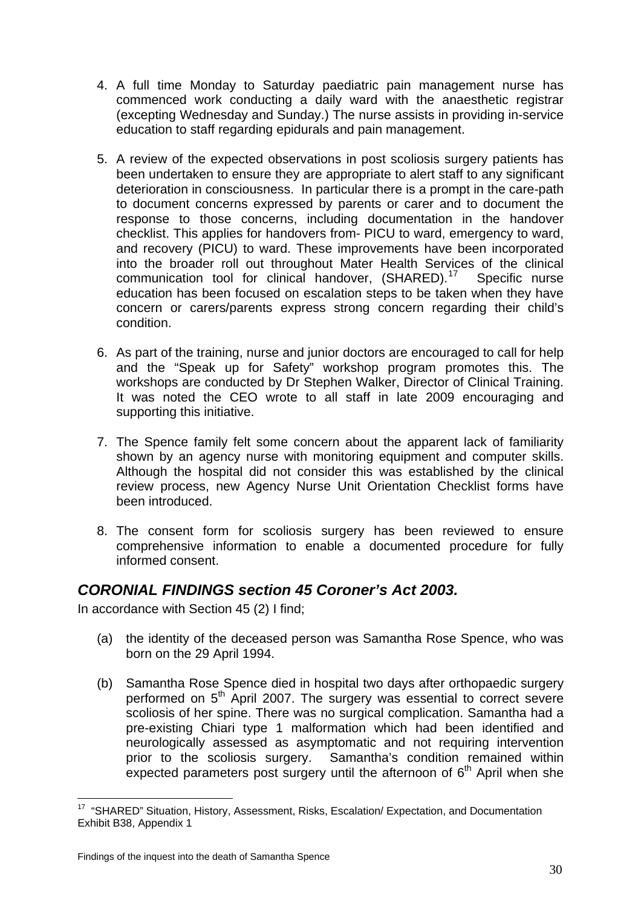4. A full time Monday to Saturday paediatric pain management nurse has commenced work conducting a daily ward with the anaesthetic registrar (excepting Wednesday and Sunday.) The nurse assists in providing in-service education to staff regarding epidurals and pain management.

5. A review of the expected observations in post scoliosis surgery patients has been undertaken to ensure they are appropriate to alert staff to any significant deterioration in consciousness. In particular there is a prompt in the care-path to document concerns expressed by parents or carer and to document the response to those concerns, including documentation in the handover checklist. This applies for handovers from- PICU to ward, emergency to ward, and recovery (PICU) to ward. These improvements have been incorporated into the broader roll out throughout Mater Health Services of the clinical communication tool for clinical handover, (SHARED).[17] Specific nurse education has been focused on escalation steps to be taken when they have concern or carers/parents express strong concern regarding their child's condition.

6. As part of the training, nurse and junior doctors are encouraged to call for help and the "Speak up for Safety" workshop program promotes this. The workshops are conducted by Dr Stephen Walker, Director of Clinical Training. It was noted the CEO wrote to all staff in late 2009 encouraging and supporting this initiative.

7. The Spence family felt some concern about the apparent lack of familiarity shown by an agency nurse with monitoring equipment and computer skills. Although the hospital did not consider this was established by the clinical review process, new Agency Nurse Unit Orientation Checklist forms have been introduced.

8. The consent form for scoliosis surgery has been reviewed to ensure comprehensive information to enable a documented procedure for fully informed consent.

## *CORONIAL FINDINGS section 45 Coroner's Act 2003.*

In accordance with Section 45 (2) I find;

(a) the identity of the deceased person was Samantha Rose Spence, who was born on the 29 April 1994.

(b) Samantha Rose Spence died in hospital two days after orthopaedic surgery performed on 5th April 2007. The surgery was essential to correct severe scoliosis of her spine. There was no surgical complication. Samantha had a pre-existing Chiari type 1 malformation which had been identified and neurologically assessed as asymptomatic and not requiring intervention prior to the scoliosis surgery. Samantha's condition remained within expected parameters post surgery until the afternoon of 6th April when she

---

[17] "SHARED" Situation, History, Assessment, Risks, Escalation/ Expectation, and Documentation Exhibit B38, Appendix 1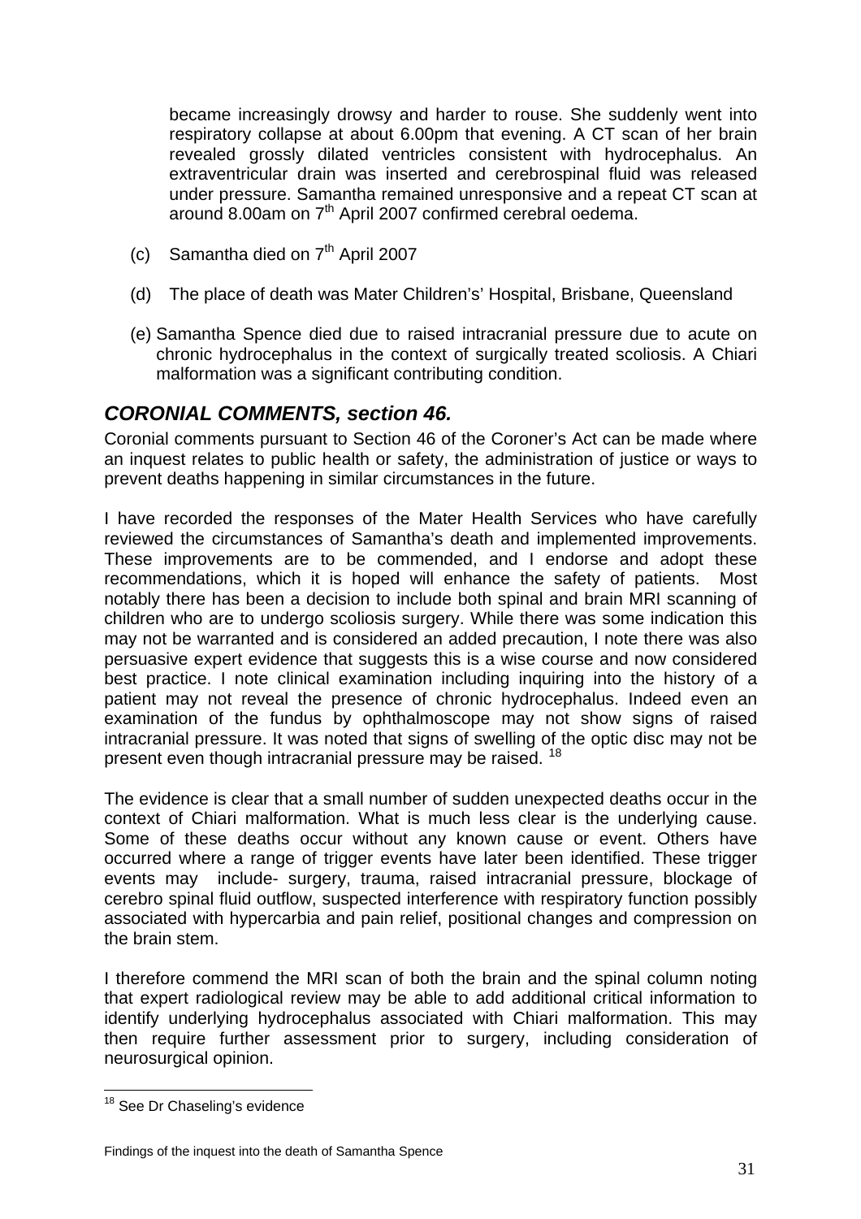became increasingly drowsy and harder to rouse. She suddenly went into respiratory collapse at about 6.00pm that evening. A CT scan of her brain revealed grossly dilated ventricles consistent with hydrocephalus. An extraventricular drain was inserted and cerebrospinal fluid was released under pressure. Samantha remained unresponsive and a repeat CT scan at around 8.00am on 7th April 2007 confirmed cerebral oedema.

(c) Samantha died on 7th April 2007

(d) The place of death was Mater Children's' Hospital, Brisbane, Queensland

(e) Samantha Spence died due to raised intracranial pressure due to acute on chronic hydrocephalus in the context of surgically treated scoliosis. A Chiari malformation was a significant contributing condition.

## *CORONIAL COMMENTS, section 46.*

Coronial comments pursuant to Section 46 of the Coroner's Act can be made where an inquest relates to public health or safety, the administration of justice or ways to prevent deaths happening in similar circumstances in the future.

I have recorded the responses of the Mater Health Services who have carefully reviewed the circumstances of Samantha's death and implemented improvements. These improvements are to be commended, and I endorse and adopt these recommendations, which it is hoped will enhance the safety of patients. Most notably there has been a decision to include both spinal and brain MRI scanning of children who are to undergo scoliosis surgery. While there was some indication this may not be warranted and is considered an added precaution, I note there was also persuasive expert evidence that suggests this is a wise course and now considered best practice. I note clinical examination including inquiring into the history of a patient may not reveal the presence of chronic hydrocephalus. Indeed even an examination of the fundus by ophthalmoscope may not show signs of raised intracranial pressure. It was noted that signs of swelling of the optic disc may not be present even though intracranial pressure may be raised. [18]

The evidence is clear that a small number of sudden unexpected deaths occur in the context of Chiari malformation. What is much less clear is the underlying cause. Some of these deaths occur without any known cause or event. Others have occurred where a range of trigger events have later been identified. These trigger events may include- surgery, trauma, raised intracranial pressure, blockage of cerebro spinal fluid outflow, suspected interference with respiratory function possibly associated with hypercarbia and pain relief, positional changes and compression on the brain stem.

I therefore commend the MRI scan of both the brain and the spinal column noting that expert radiological review may be able to add additional critical information to identify underlying hydrocephalus associated with Chiari malformation. This may then require further assessment prior to surgery, including consideration of neurosurgical opinion.

[18] See Dr Chaseling's evidence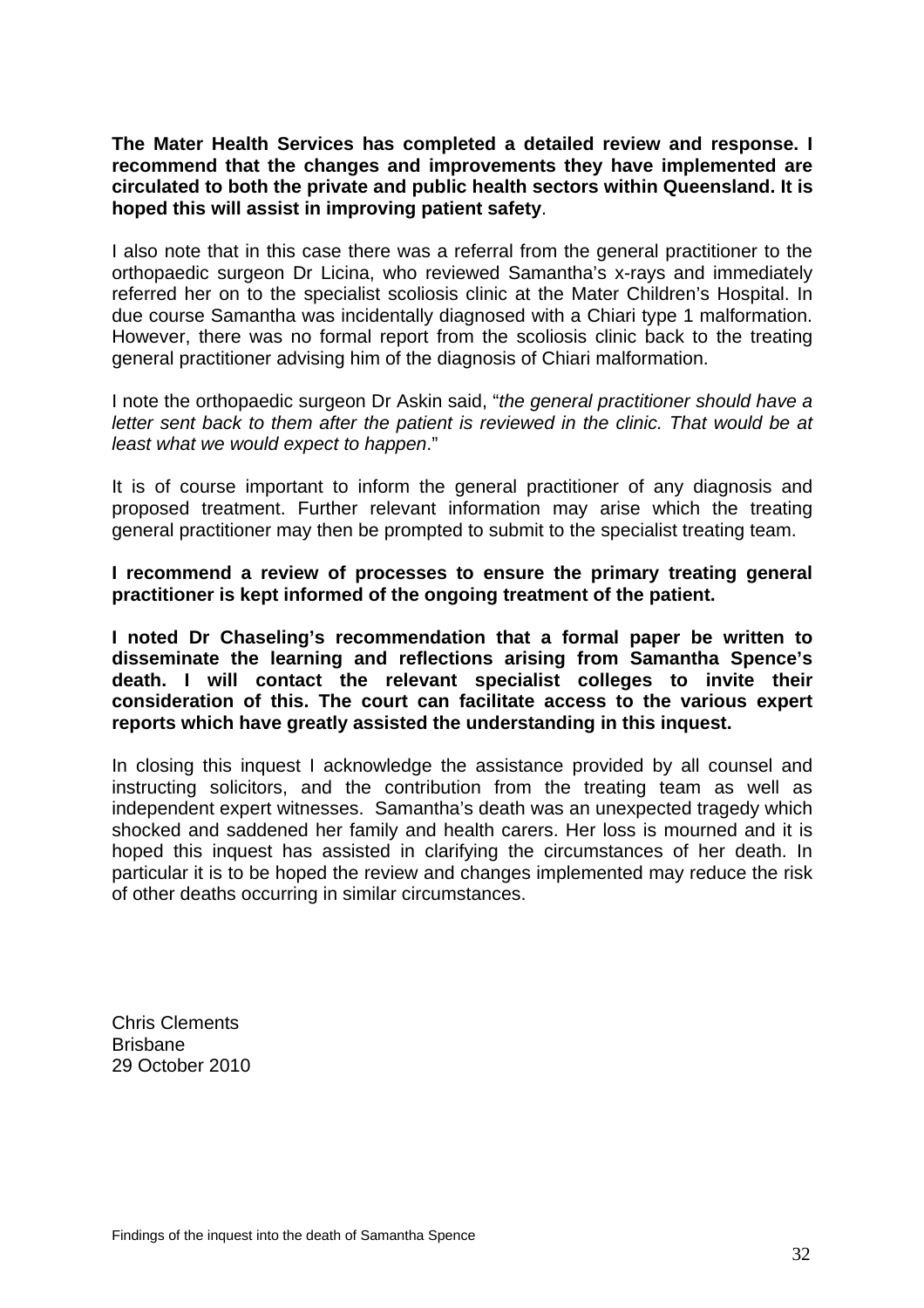**The Mater Health Services has completed a detailed review and response. I recommend that the changes and improvements they have implemented are circulated to both the private and public health sectors within Queensland. It is hoped this will assist in improving patient safety**.

I also note that in this case there was a referral from the general practitioner to the orthopaedic surgeon Dr Licina, who reviewed Samantha's x-rays and immediately referred her on to the specialist scoliosis clinic at the Mater Children's Hospital. In due course Samantha was incidentally diagnosed with a Chiari type 1 malformation. However, there was no formal report from the scoliosis clinic back to the treating general practitioner advising him of the diagnosis of Chiari malformation.

I note the orthopaedic surgeon Dr Askin said, "*the general practitioner should have a letter sent back to them after the patient is reviewed in the clinic. That would be at least what we would expect to happen*."

It is of course important to inform the general practitioner of any diagnosis and proposed treatment. Further relevant information may arise which the treating general practitioner may then be prompted to submit to the specialist treating team.

**I recommend a review of processes to ensure the primary treating general practitioner is kept informed of the ongoing treatment of the patient.**

**I noted Dr Chaseling's recommendation that a formal paper be written to disseminate the learning and reflections arising from Samantha Spence's death. I will contact the relevant specialist colleges to invite their consideration of this. The court can facilitate access to the various expert reports which have greatly assisted the understanding in this inquest.**

In closing this inquest I acknowledge the assistance provided by all counsel and instructing solicitors, and the contribution from the treating team as well as independent expert witnesses. Samantha's death was an unexpected tragedy which shocked and saddened her family and health carers. Her loss is mourned and it is hoped this inquest has assisted in clarifying the circumstances of her death. In particular it is to be hoped the review and changes implemented may reduce the risk of other deaths occurring in similar circumstances.

Chris Clements
Brisbane
29 October 2010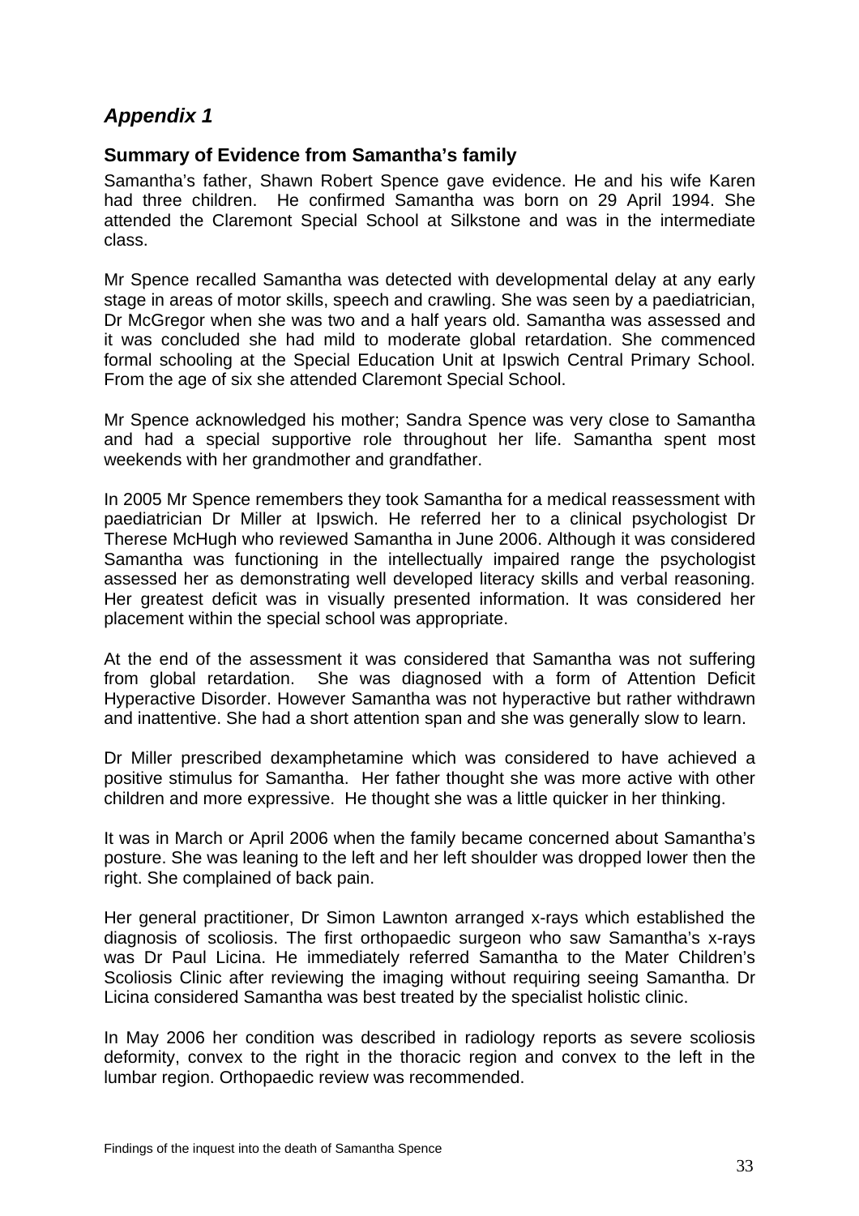## *Appendix 1*

### Summary of Evidence from Samantha's family

Samantha's father, Shawn Robert Spence gave evidence. He and his wife Karen had three children. He confirmed Samantha was born on 29 April 1994. She attended the Claremont Special School at Silkstone and was in the intermediate class.

Mr Spence recalled Samantha was detected with developmental delay at any early stage in areas of motor skills, speech and crawling. She was seen by a paediatrician, Dr McGregor when she was two and a half years old. Samantha was assessed and it was concluded she had mild to moderate global retardation. She commenced formal schooling at the Special Education Unit at Ipswich Central Primary School. From the age of six she attended Claremont Special School.

Mr Spence acknowledged his mother; Sandra Spence was very close to Samantha and had a special supportive role throughout her life. Samantha spent most weekends with her grandmother and grandfather.

In 2005 Mr Spence remembers they took Samantha for a medical reassessment with paediatrician Dr Miller at Ipswich. He referred her to a clinical psychologist Dr Therese McHugh who reviewed Samantha in June 2006. Although it was considered Samantha was functioning in the intellectually impaired range the psychologist assessed her as demonstrating well developed literacy skills and verbal reasoning. Her greatest deficit was in visually presented information. It was considered her placement within the special school was appropriate.

At the end of the assessment it was considered that Samantha was not suffering from global retardation. She was diagnosed with a form of Attention Deficit Hyperactive Disorder. However Samantha was not hyperactive but rather withdrawn and inattentive. She had a short attention span and she was generally slow to learn.

Dr Miller prescribed dexamphetamine which was considered to have achieved a positive stimulus for Samantha. Her father thought she was more active with other children and more expressive. He thought she was a little quicker in her thinking.

It was in March or April 2006 when the family became concerned about Samantha's posture. She was leaning to the left and her left shoulder was dropped lower then the right. She complained of back pain.

Her general practitioner, Dr Simon Lawnton arranged x-rays which established the diagnosis of scoliosis. The first orthopaedic surgeon who saw Samantha's x-rays was Dr Paul Licina. He immediately referred Samantha to the Mater Children's Scoliosis Clinic after reviewing the imaging without requiring seeing Samantha. Dr Licina considered Samantha was best treated by the specialist holistic clinic.

In May 2006 her condition was described in radiology reports as severe scoliosis deformity, convex to the right in the thoracic region and convex to the left in the lumbar region. Orthopaedic review was recommended.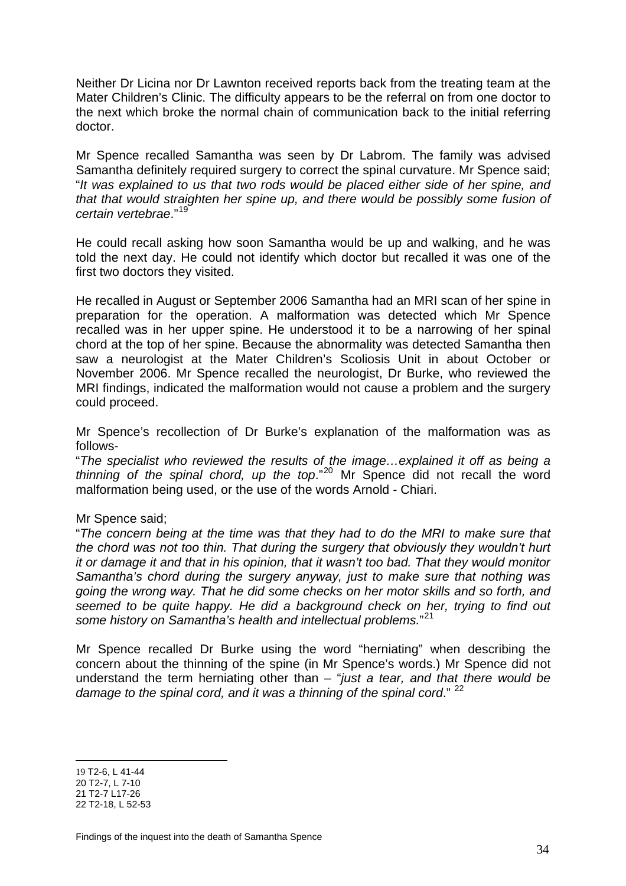Neither Dr Licina nor Dr Lawnton received reports back from the treating team at the Mater Children's Clinic. The difficulty appears to be the referral on from one doctor to the next which broke the normal chain of communication back to the initial referring doctor.

Mr Spence recalled Samantha was seen by Dr Labrom. The family was advised Samantha definitely required surgery to correct the spinal curvature. Mr Spence said; "*It was explained to us that two rods would be placed either side of her spine, and that that would straighten her spine up, and there would be possibly some fusion of certain vertebrae*."[19]

He could recall asking how soon Samantha would be up and walking, and he was told the next day. He could not identify which doctor but recalled it was one of the first two doctors they visited.

He recalled in August or September 2006 Samantha had an MRI scan of her spine in preparation for the operation. A malformation was detected which Mr Spence recalled was in her upper spine. He understood it to be a narrowing of her spinal chord at the top of her spine. Because the abnormality was detected Samantha then saw a neurologist at the Mater Children's Scoliosis Unit in about October or November 2006. Mr Spence recalled the neurologist, Dr Burke, who reviewed the MRI findings, indicated the malformation would not cause a problem and the surgery could proceed.

Mr Spence's recollection of Dr Burke's explanation of the malformation was as follows-

"*The specialist who reviewed the results of the image…explained it off as being a thinning of the spinal chord, up the top*."[20] Mr Spence did not recall the word malformation being used, or the use of the words Arnold - Chiari.

Mr Spence said;

"*The concern being at the time was that they had to do the MRI to make sure that the chord was not too thin. That during the surgery that obviously they wouldn't hurt it or damage it and that in his opinion, that it wasn't too bad. That they would monitor Samantha's chord during the surgery anyway, just to make sure that nothing was going the wrong way. That he did some checks on her motor skills and so forth, and seemed to be quite happy. He did a background check on her, trying to find out some history on Samantha's health and intellectual problems.*"[21]

Mr Spence recalled Dr Burke using the word "herniating" when describing the concern about the thinning of the spine (in Mr Spence's words.) Mr Spence did not understand the term herniating other than – "*just a tear, and that there would be damage to the spinal cord, and it was a thinning of the spinal cord*." [22]

---

19 T2-6, L 41-44

20 T2-7, L 7-10

21 T2-7 L17-26

22 T2-18, L 52-53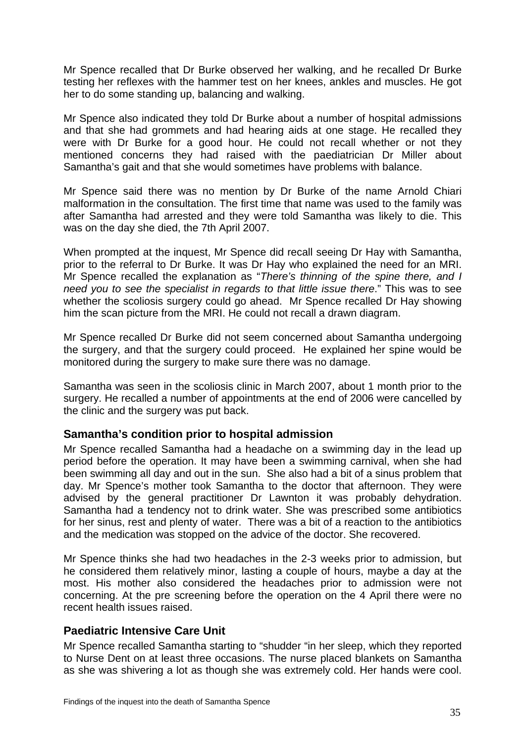Mr Spence recalled that Dr Burke observed her walking, and he recalled Dr Burke testing her reflexes with the hammer test on her knees, ankles and muscles. He got her to do some standing up, balancing and walking.

Mr Spence also indicated they told Dr Burke about a number of hospital admissions and that she had grommets and had hearing aids at one stage. He recalled they were with Dr Burke for a good hour. He could not recall whether or not they mentioned concerns they had raised with the paediatrician Dr Miller about Samantha's gait and that she would sometimes have problems with balance.

Mr Spence said there was no mention by Dr Burke of the name Arnold Chiari malformation in the consultation. The first time that name was used to the family was after Samantha had arrested and they were told Samantha was likely to die. This was on the day she died, the 7th April 2007.

When prompted at the inquest, Mr Spence did recall seeing Dr Hay with Samantha, prior to the referral to Dr Burke. It was Dr Hay who explained the need for an MRI. Mr Spence recalled the explanation as "*There's thinning of the spine there, and I need you to see the specialist in regards to that little issue there*." This was to see whether the scoliosis surgery could go ahead. Mr Spence recalled Dr Hay showing him the scan picture from the MRI. He could not recall a drawn diagram.

Mr Spence recalled Dr Burke did not seem concerned about Samantha undergoing the surgery, and that the surgery could proceed. He explained her spine would be monitored during the surgery to make sure there was no damage.

Samantha was seen in the scoliosis clinic in March 2007, about 1 month prior to the surgery. He recalled a number of appointments at the end of 2006 were cancelled by the clinic and the surgery was put back.

### Samantha's condition prior to hospital admission

Mr Spence recalled Samantha had a headache on a swimming day in the lead up period before the operation. It may have been a swimming carnival, when she had been swimming all day and out in the sun. She also had a bit of a sinus problem that day. Mr Spence's mother took Samantha to the doctor that afternoon. They were advised by the general practitioner Dr Lawnton it was probably dehydration. Samantha had a tendency not to drink water. She was prescribed some antibiotics for her sinus, rest and plenty of water. There was a bit of a reaction to the antibiotics and the medication was stopped on the advice of the doctor. She recovered.

Mr Spence thinks she had two headaches in the 2-3 weeks prior to admission, but he considered them relatively minor, lasting a couple of hours, maybe a day at the most. His mother also considered the headaches prior to admission were not concerning. At the pre screening before the operation on the 4 April there were no recent health issues raised.

### Paediatric Intensive Care Unit

Mr Spence recalled Samantha starting to "shudder "in her sleep, which they reported to Nurse Dent on at least three occasions. The nurse placed blankets on Samantha as she was shivering a lot as though she was extremely cold. Her hands were cool.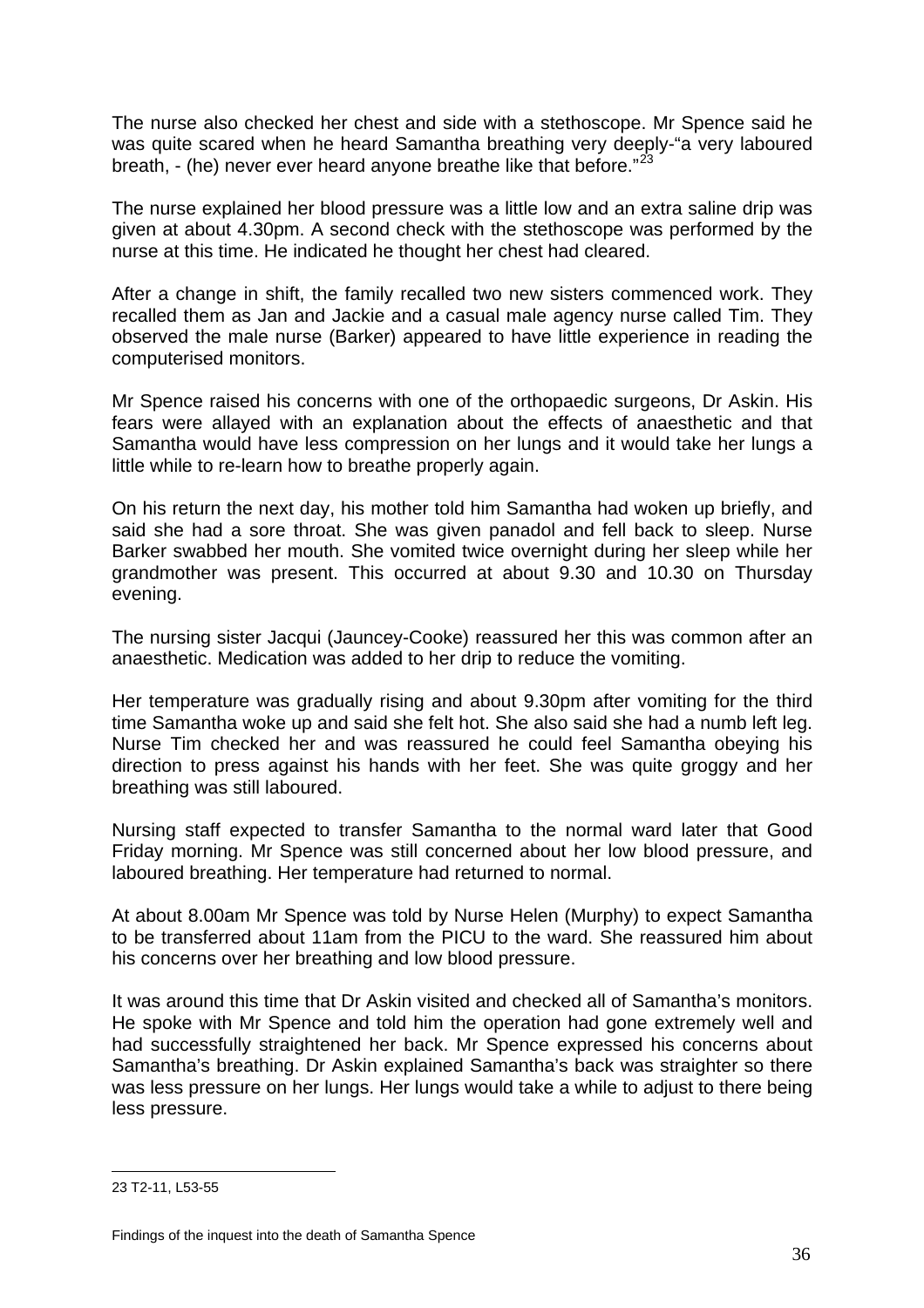The nurse also checked her chest and side with a stethoscope. Mr Spence said he was quite scared when he heard Samantha breathing very deeply-"a very laboured breath, - (he) never ever heard anyone breathe like that before."[23]

The nurse explained her blood pressure was a little low and an extra saline drip was given at about 4.30pm. A second check with the stethoscope was performed by the nurse at this time. He indicated he thought her chest had cleared.

After a change in shift, the family recalled two new sisters commenced work. They recalled them as Jan and Jackie and a casual male agency nurse called Tim. They observed the male nurse (Barker) appeared to have little experience in reading the computerised monitors.

Mr Spence raised his concerns with one of the orthopaedic surgeons, Dr Askin. His fears were allayed with an explanation about the effects of anaesthetic and that Samantha would have less compression on her lungs and it would take her lungs a little while to re-learn how to breathe properly again.

On his return the next day, his mother told him Samantha had woken up briefly, and said she had a sore throat. She was given panadol and fell back to sleep. Nurse Barker swabbed her mouth. She vomited twice overnight during her sleep while her grandmother was present. This occurred at about 9.30 and 10.30 on Thursday evening.

The nursing sister Jacqui (Jauncey-Cooke) reassured her this was common after an anaesthetic. Medication was added to her drip to reduce the vomiting.

Her temperature was gradually rising and about 9.30pm after vomiting for the third time Samantha woke up and said she felt hot. She also said she had a numb left leg. Nurse Tim checked her and was reassured he could feel Samantha obeying his direction to press against his hands with her feet. She was quite groggy and her breathing was still laboured.

Nursing staff expected to transfer Samantha to the normal ward later that Good Friday morning. Mr Spence was still concerned about her low blood pressure, and laboured breathing. Her temperature had returned to normal.

At about 8.00am Mr Spence was told by Nurse Helen (Murphy) to expect Samantha to be transferred about 11am from the PICU to the ward. She reassured him about his concerns over her breathing and low blood pressure.

It was around this time that Dr Askin visited and checked all of Samantha's monitors. He spoke with Mr Spence and told him the operation had gone extremely well and had successfully straightened her back. Mr Spence expressed his concerns about Samantha's breathing. Dr Askin explained Samantha's back was straighter so there was less pressure on her lungs. Her lungs would take a while to adjust to there being less pressure.

---

23 T2-11, L53-55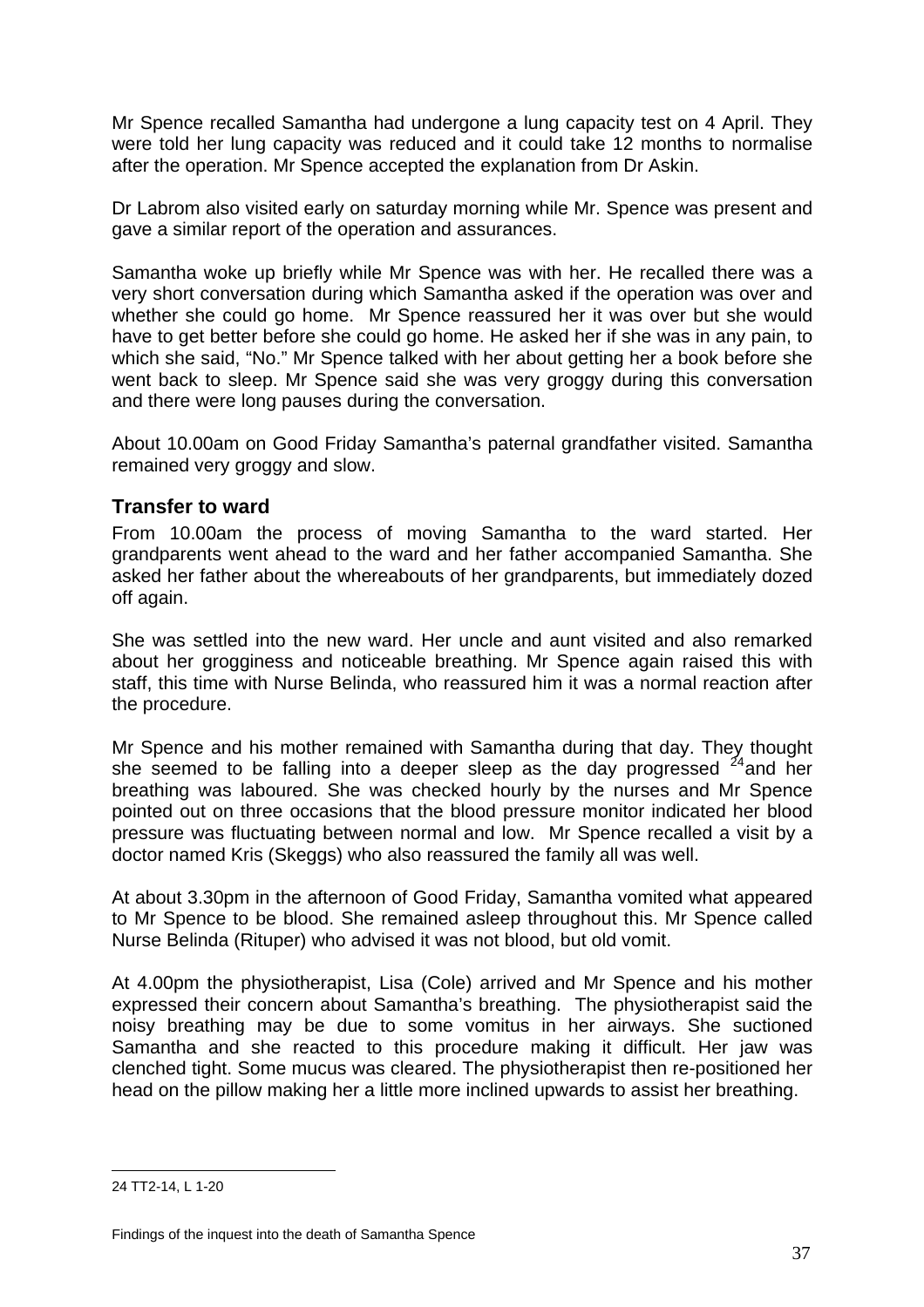Mr Spence recalled Samantha had undergone a lung capacity test on 4 April. They were told her lung capacity was reduced and it could take 12 months to normalise after the operation. Mr Spence accepted the explanation from Dr Askin.

Dr Labrom also visited early on saturday morning while Mr. Spence was present and gave a similar report of the operation and assurances.

Samantha woke up briefly while Mr Spence was with her. He recalled there was a very short conversation during which Samantha asked if the operation was over and whether she could go home. Mr Spence reassured her it was over but she would have to get better before she could go home. He asked her if she was in any pain, to which she said, "No." Mr Spence talked with her about getting her a book before she went back to sleep. Mr Spence said she was very groggy during this conversation and there were long pauses during the conversation.

About 10.00am on Good Friday Samantha's paternal grandfather visited. Samantha remained very groggy and slow.

## Transfer to ward

From 10.00am the process of moving Samantha to the ward started. Her grandparents went ahead to the ward and her father accompanied Samantha. She asked her father about the whereabouts of her grandparents, but immediately dozed off again.

She was settled into the new ward. Her uncle and aunt visited and also remarked about her grogginess and noticeable breathing. Mr Spence again raised this with staff, this time with Nurse Belinda, who reassured him it was a normal reaction after the procedure.

Mr Spence and his mother remained with Samantha during that day. They thought she seemed to be falling into a deeper sleep as the day progressed [24] and her breathing was laboured. She was checked hourly by the nurses and Mr Spence pointed out on three occasions that the blood pressure monitor indicated her blood pressure was fluctuating between normal and low. Mr Spence recalled a visit by a doctor named Kris (Skeggs) who also reassured the family all was well.

At about 3.30pm in the afternoon of Good Friday, Samantha vomited what appeared to Mr Spence to be blood. She remained asleep throughout this. Mr Spence called Nurse Belinda (Rituper) who advised it was not blood, but old vomit.

At 4.00pm the physiotherapist, Lisa (Cole) arrived and Mr Spence and his mother expressed their concern about Samantha's breathing. The physiotherapist said the noisy breathing may be due to some vomitus in her airways. She suctioned Samantha and she reacted to this procedure making it difficult. Her jaw was clenched tight. Some mucus was cleared. The physiotherapist then re-positioned her head on the pillow making her a little more inclined upwards to assist her breathing.

---

24 TT2-14, L 1-20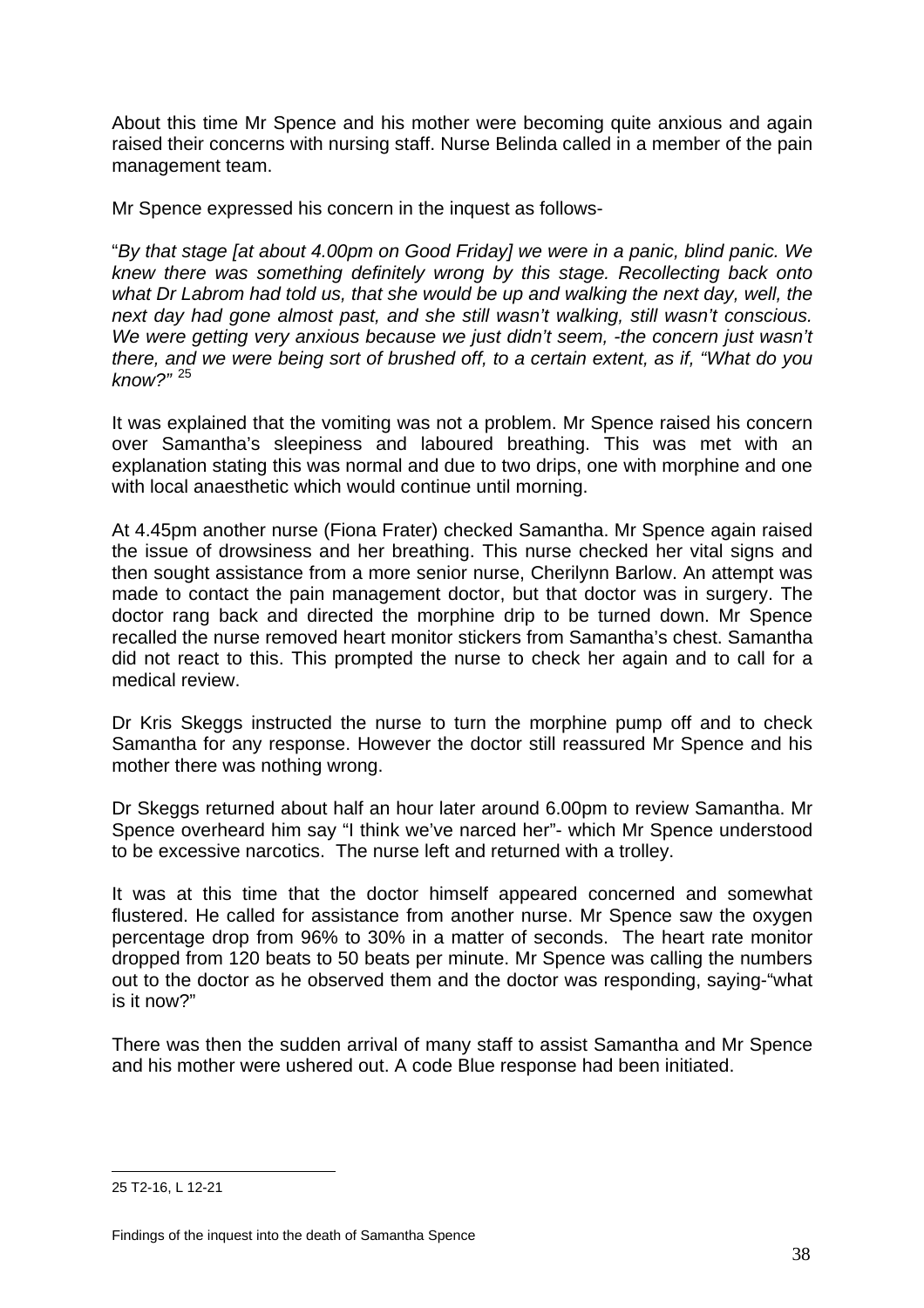About this time Mr Spence and his mother were becoming quite anxious and again raised their concerns with nursing staff. Nurse Belinda called in a member of the pain management team.

Mr Spence expressed his concern in the inquest as follows-

"*By that stage [at about 4.00pm on Good Friday] we were in a panic, blind panic. We knew there was something definitely wrong by this stage. Recollecting back onto what Dr Labrom had told us, that she would be up and walking the next day, well, the next day had gone almost past, and she still wasn't walking, still wasn't conscious. We were getting very anxious because we just didn't seem, -the concern just wasn't there, and we were being sort of brushed off, to a certain extent, as if, "What do you know?"* [25]

It was explained that the vomiting was not a problem. Mr Spence raised his concern over Samantha's sleepiness and laboured breathing. This was met with an explanation stating this was normal and due to two drips, one with morphine and one with local anaesthetic which would continue until morning.

At 4.45pm another nurse (Fiona Frater) checked Samantha. Mr Spence again raised the issue of drowsiness and her breathing. This nurse checked her vital signs and then sought assistance from a more senior nurse, Cherilynn Barlow. An attempt was made to contact the pain management doctor, but that doctor was in surgery. The doctor rang back and directed the morphine drip to be turned down. Mr Spence recalled the nurse removed heart monitor stickers from Samantha's chest. Samantha did not react to this. This prompted the nurse to check her again and to call for a medical review.

Dr Kris Skeggs instructed the nurse to turn the morphine pump off and to check Samantha for any response. However the doctor still reassured Mr Spence and his mother there was nothing wrong.

Dr Skeggs returned about half an hour later around 6.00pm to review Samantha. Mr Spence overheard him say "I think we've narced her"- which Mr Spence understood to be excessive narcotics. The nurse left and returned with a trolley.

It was at this time that the doctor himself appeared concerned and somewhat flustered. He called for assistance from another nurse. Mr Spence saw the oxygen percentage drop from 96% to 30% in a matter of seconds. The heart rate monitor dropped from 120 beats to 50 beats per minute. Mr Spence was calling the numbers out to the doctor as he observed them and the doctor was responding, saying-"what is it now?"

There was then the sudden arrival of many staff to assist Samantha and Mr Spence and his mother were ushered out. A code Blue response had been initiated.

---

25 T2-16, L 12-21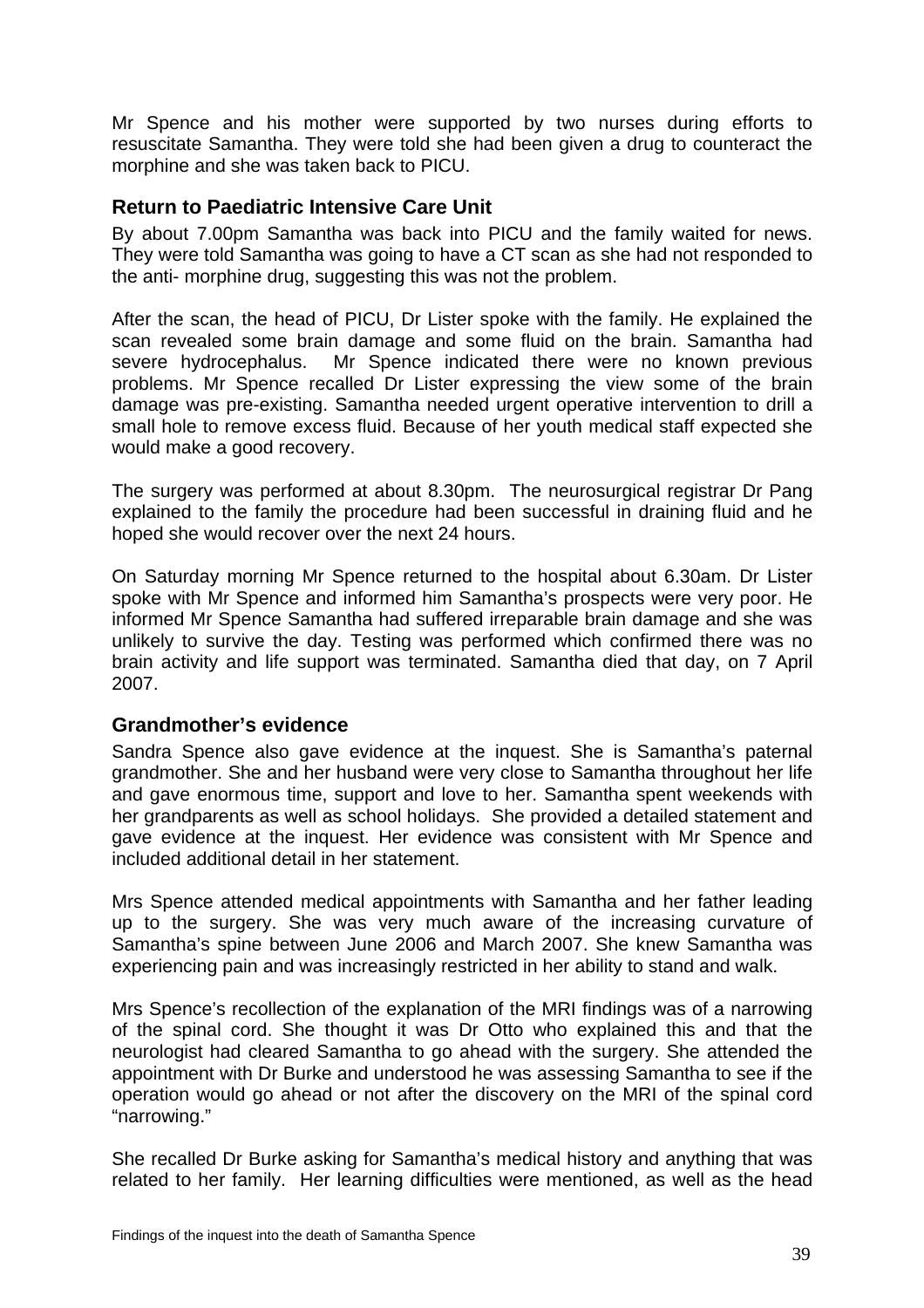Mr Spence and his mother were supported by two nurses during efforts to resuscitate Samantha. They were told she had been given a drug to counteract the morphine and she was taken back to PICU.

## Return to Paediatric Intensive Care Unit

By about 7.00pm Samantha was back into PICU and the family waited for news. They were told Samantha was going to have a CT scan as she had not responded to the anti- morphine drug, suggesting this was not the problem.

After the scan, the head of PICU, Dr Lister spoke with the family. He explained the scan revealed some brain damage and some fluid on the brain. Samantha had severe hydrocephalus. Mr Spence indicated there were no known previous problems. Mr Spence recalled Dr Lister expressing the view some of the brain damage was pre-existing. Samantha needed urgent operative intervention to drill a small hole to remove excess fluid. Because of her youth medical staff expected she would make a good recovery.

The surgery was performed at about 8.30pm. The neurosurgical registrar Dr Pang explained to the family the procedure had been successful in draining fluid and he hoped she would recover over the next 24 hours.

On Saturday morning Mr Spence returned to the hospital about 6.30am. Dr Lister spoke with Mr Spence and informed him Samantha's prospects were very poor. He informed Mr Spence Samantha had suffered irreparable brain damage and she was unlikely to survive the day. Testing was performed which confirmed there was no brain activity and life support was terminated. Samantha died that day, on 7 April 2007.

## Grandmother's evidence

Sandra Spence also gave evidence at the inquest. She is Samantha's paternal grandmother. She and her husband were very close to Samantha throughout her life and gave enormous time, support and love to her. Samantha spent weekends with her grandparents as well as school holidays. She provided a detailed statement and gave evidence at the inquest. Her evidence was consistent with Mr Spence and included additional detail in her statement.

Mrs Spence attended medical appointments with Samantha and her father leading up to the surgery. She was very much aware of the increasing curvature of Samantha's spine between June 2006 and March 2007. She knew Samantha was experiencing pain and was increasingly restricted in her ability to stand and walk.

Mrs Spence's recollection of the explanation of the MRI findings was of a narrowing of the spinal cord. She thought it was Dr Otto who explained this and that the neurologist had cleared Samantha to go ahead with the surgery. She attended the appointment with Dr Burke and understood he was assessing Samantha to see if the operation would go ahead or not after the discovery on the MRI of the spinal cord "narrowing."

She recalled Dr Burke asking for Samantha's medical history and anything that was related to her family. Her learning difficulties were mentioned, as well as the head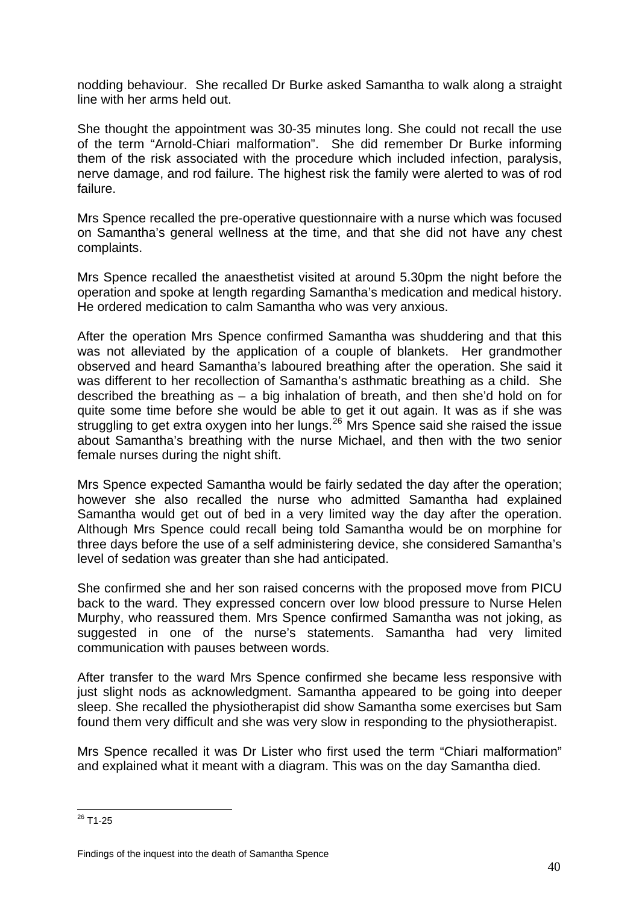nodding behaviour. She recalled Dr Burke asked Samantha to walk along a straight line with her arms held out.

She thought the appointment was 30-35 minutes long. She could not recall the use of the term "Arnold-Chiari malformation". She did remember Dr Burke informing them of the risk associated with the procedure which included infection, paralysis, nerve damage, and rod failure. The highest risk the family were alerted to was of rod failure.

Mrs Spence recalled the pre-operative questionnaire with a nurse which was focused on Samantha's general wellness at the time, and that she did not have any chest complaints.

Mrs Spence recalled the anaesthetist visited at around 5.30pm the night before the operation and spoke at length regarding Samantha's medication and medical history. He ordered medication to calm Samantha who was very anxious.

After the operation Mrs Spence confirmed Samantha was shuddering and that this was not alleviated by the application of a couple of blankets. Her grandmother observed and heard Samantha's laboured breathing after the operation. She said it was different to her recollection of Samantha's asthmatic breathing as a child. She described the breathing as – a big inhalation of breath, and then she'd hold on for quite some time before she would be able to get it out again. It was as if she was struggling to get extra oxygen into her lungs.[26] Mrs Spence said she raised the issue about Samantha's breathing with the nurse Michael, and then with the two senior female nurses during the night shift.

Mrs Spence expected Samantha would be fairly sedated the day after the operation; however she also recalled the nurse who admitted Samantha had explained Samantha would get out of bed in a very limited way the day after the operation. Although Mrs Spence could recall being told Samantha would be on morphine for three days before the use of a self administering device, she considered Samantha's level of sedation was greater than she had anticipated.

She confirmed she and her son raised concerns with the proposed move from PICU back to the ward. They expressed concern over low blood pressure to Nurse Helen Murphy, who reassured them. Mrs Spence confirmed Samantha was not joking, as suggested in one of the nurse's statements. Samantha had very limited communication with pauses between words.

After transfer to the ward Mrs Spence confirmed she became less responsive with just slight nods as acknowledgment. Samantha appeared to be going into deeper sleep. She recalled the physiotherapist did show Samantha some exercises but Sam found them very difficult and she was very slow in responding to the physiotherapist.

Mrs Spence recalled it was Dr Lister who first used the term "Chiari malformation" and explained what it meant with a diagram. This was on the day Samantha died.

---

[26] T1-25